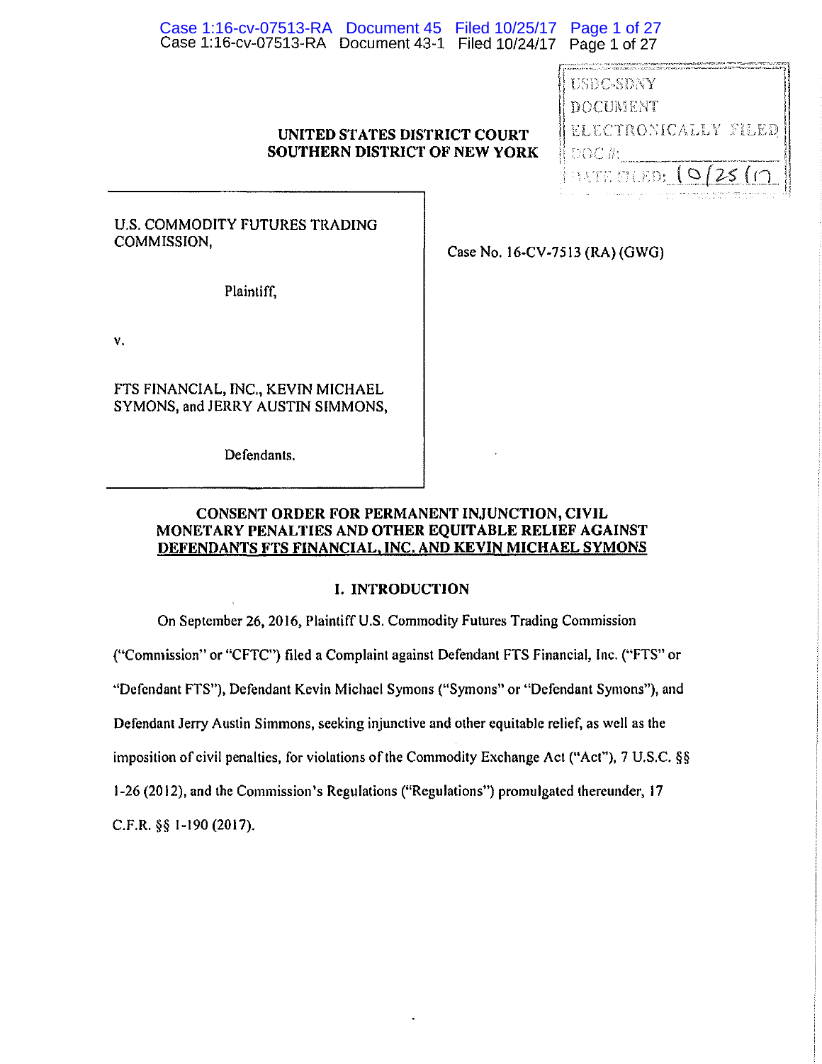USDC-SDNY
DOCUMENT
ELECTRONICALLY FILED
DOC #: \_\_\_\_\_\_\_\_
DATE FILED: 10/25/17

**UNITED STATES DISTRICT COURT**
**SOUTHERN DISTRICT OF NEW YORK**

| | |
|---|---|
| U.S. COMMODITY FUTURES TRADING COMMISSION,<br><br>Plaintiff,<br><br>v.<br><br>FTS FINANCIAL, INC., KEVIN MICHAEL SYMONS, and JERRY AUSTIN SIMMONS,<br><br>Defendants. | Case No. 16-CV-7513 (RA) (GWG) |

**CONSENT ORDER FOR PERMANENT INJUNCTION, CIVIL MONETARY PENALTIES AND OTHER EQUITABLE RELIEF AGAINST DEFENDANTS FTS FINANCIAL, INC. AND KEVIN MICHAEL SYMONS**

## I. INTRODUCTION

On September 26, 2016, Plaintiff U.S. Commodity Futures Trading Commission ("Commission" or "CFTC") filed a Complaint against Defendant FTS Financial, Inc. ("FTS" or "Defendant FTS"), Defendant Kevin Michael Symons ("Symons" or "Defendant Symons"), and Defendant Jerry Austin Simmons, seeking injunctive and other equitable relief, as well as the imposition of civil penalties, for violations of the Commodity Exchange Act ("Act"), 7 U.S.C. §§ 1-26 (2012), and the Commission's Regulations ("Regulations") promulgated thereunder, 17 C.F.R. §§ 1-190 (2017).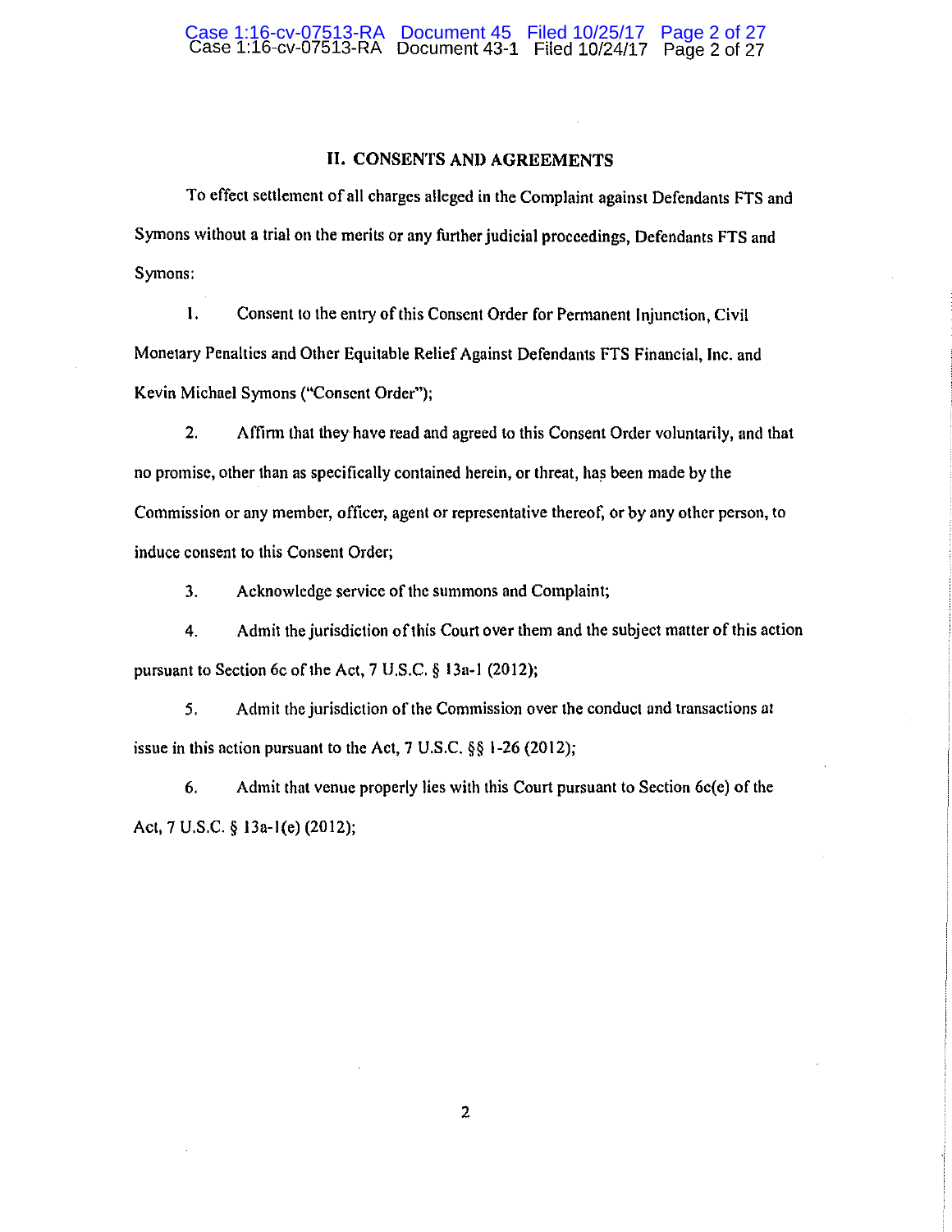## II. CONSENTS AND AGREEMENTS

To effect settlement of all charges alleged in the Complaint against Defendants FTS and Symons without a trial on the merits or any further judicial proceedings, Defendants FTS and Symons:

1. Consent to the entry of this Consent Order for Permanent Injunction, Civil Monetary Penalties and Other Equitable Relief Against Defendants FTS Financial, Inc. and Kevin Michael Symons ("Consent Order");

2. Affirm that they have read and agreed to this Consent Order voluntarily, and that no promise, other than as specifically contained herein, or threat, has been made by the Commission or any member, officer, agent or representative thereof, or by any other person, to induce consent to this Consent Order;

3. Acknowledge service of the summons and Complaint;

4. Admit the jurisdiction of this Court over them and the subject matter of this action pursuant to Section 6c of the Act, 7 U.S.C. § 13a-1 (2012);

5. Admit the jurisdiction of the Commission over the conduct and transactions at issue in this action pursuant to the Act, 7 U.S.C. §§ 1-26 (2012);

6. Admit that venue properly lies with this Court pursuant to Section 6c(e) of the Act, 7 U.S.C. § 13a-1(e) (2012);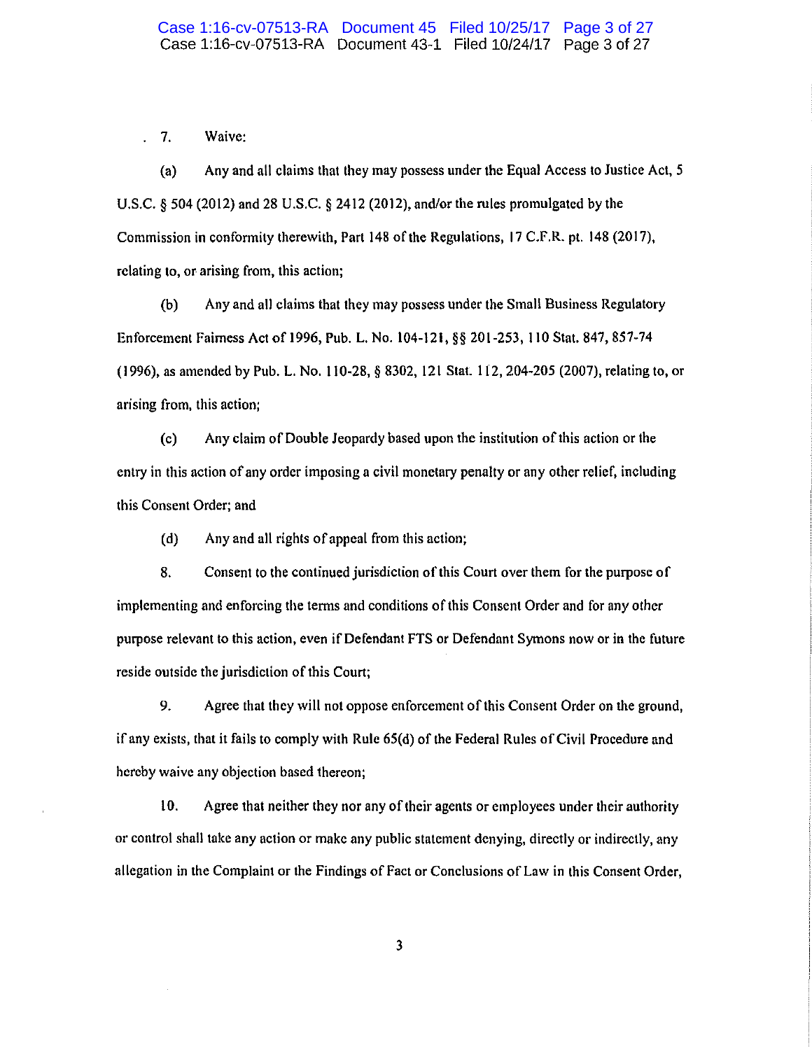7. Waive:

(a) Any and all claims that they may possess under the Equal Access to Justice Act, 5 U.S.C. § 504 (2012) and 28 U.S.C. § 2412 (2012), and/or the rules promulgated by the Commission in conformity therewith, Part 148 of the Regulations, 17 C.F.R. pt. 148 (2017), relating to, or arising from, this action;

(b) Any and all claims that they may possess under the Small Business Regulatory Enforcement Fairness Act of 1996, Pub. L. No. 104-121, §§ 201-253, 110 Stat. 847, 857-74 (1996), as amended by Pub. L. No. 110-28, § 8302, 121 Stat. 112, 204-205 (2007), relating to, or arising from, this action;

(c) Any claim of Double Jeopardy based upon the institution of this action or the entry in this action of any order imposing a civil monetary penalty or any other relief, including this Consent Order; and

(d) Any and all rights of appeal from this action;

8. Consent to the continued jurisdiction of this Court over them for the purpose of implementing and enforcing the terms and conditions of this Consent Order and for any other purpose relevant to this action, even if Defendant FTS or Defendant Symons now or in the future reside outside the jurisdiction of this Court;

9. Agree that they will not oppose enforcement of this Consent Order on the ground, if any exists, that it fails to comply with Rule 65(d) of the Federal Rules of Civil Procedure and hereby waive any objection based thereon;

10. Agree that neither they nor any of their agents or employees under their authority or control shall take any action or make any public statement denying, directly or indirectly, any allegation in the Complaint or the Findings of Fact or Conclusions of Law in this Consent Order,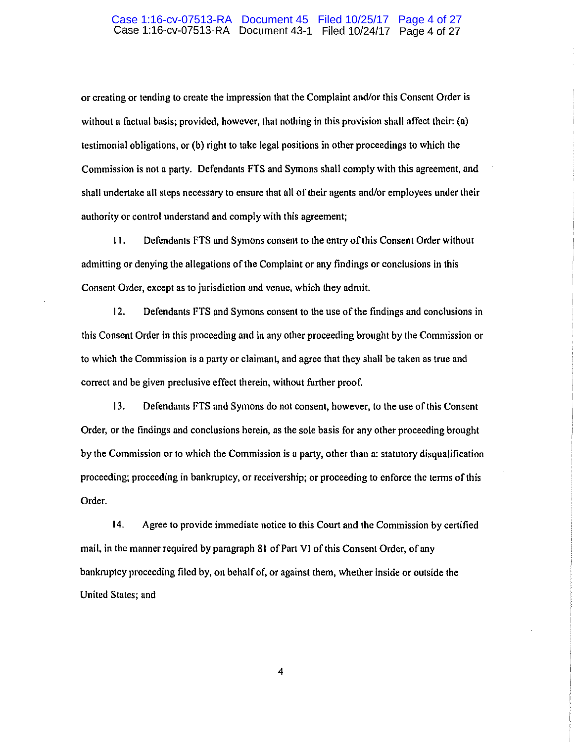or creating or tending to create the impression that the Complaint and/or this Consent Order is without a factual basis; provided, however, that nothing in this provision shall affect their: (a) testimonial obligations, or (b) right to take legal positions in other proceedings to which the Commission is not a party. Defendants FTS and Symons shall comply with this agreement, and shall undertake all steps necessary to ensure that all of their agents and/or employees under their authority or control understand and comply with this agreement;

11. Defendants FTS and Symons consent to the entry of this Consent Order without admitting or denying the allegations of the Complaint or any findings or conclusions in this Consent Order, except as to jurisdiction and venue, which they admit.

12. Defendants FTS and Symons consent to the use of the findings and conclusions in this Consent Order in this proceeding and in any other proceeding brought by the Commission or to which the Commission is a party or claimant, and agree that they shall be taken as true and correct and be given preclusive effect therein, without further proof.

13. Defendants FTS and Symons do not consent, however, to the use of this Consent Order, or the findings and conclusions herein, as the sole basis for any other proceeding brought by the Commission or to which the Commission is a party, other than a: statutory disqualification proceeding; proceeding in bankruptcy, or receivership; or proceeding to enforce the terms of this Order.

14. Agree to provide immediate notice to this Court and the Commission by certified mail, in the manner required by paragraph 81 of Part VI of this Consent Order, of any bankruptcy proceeding filed by, on behalf of, or against them, whether inside or outside the United States; and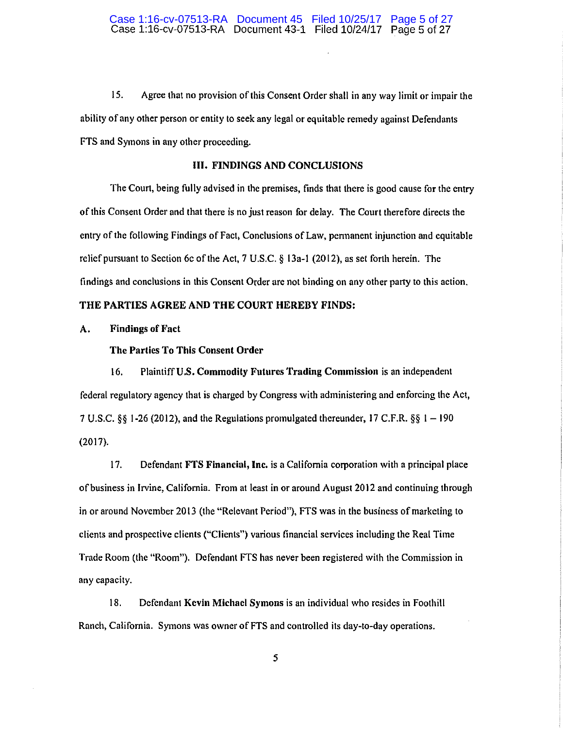15. Agree that no provision of this Consent Order shall in any way limit or impair the ability of any other person or entity to seek any legal or equitable remedy against Defendants FTS and Symons in any other proceeding.

## III. FINDINGS AND CONCLUSIONS

The Court, being fully advised in the premises, finds that there is good cause for the entry of this Consent Order and that there is no just reason for delay. The Court therefore directs the entry of the following Findings of Fact, Conclusions of Law, permanent injunction and equitable relief pursuant to Section 6c of the Act, 7 U.S.C. § 13a-1 (2012), as set forth herein. The findings and conclusions in this Consent Order are not binding on any other party to this action.

**THE PARTIES AGREE AND THE COURT HEREBY FINDS:**

**A. Findings of Fact**

**The Parties To This Consent Order**

16. Plaintiff **U.S. Commodity Futures Trading Commission** is an independent federal regulatory agency that is charged by Congress with administering and enforcing the Act, 7 U.S.C. §§ 1-26 (2012), and the Regulations promulgated thereunder, 17 C.F.R. §§ 1 – 190 (2017).

17. Defendant **FTS Financial, Inc.** is a California corporation with a principal place of business in Irvine, California. From at least in or around August 2012 and continuing through in or around November 2013 (the "Relevant Period"), FTS was in the business of marketing to clients and prospective clients ("Clients") various financial services including the Real Time Trade Room (the "Room"). Defendant FTS has never been registered with the Commission in any capacity.

18. Defendant **Kevin Michael Symons** is an individual who resides in Foothill Ranch, California. Symons was owner of FTS and controlled its day-to-day operations.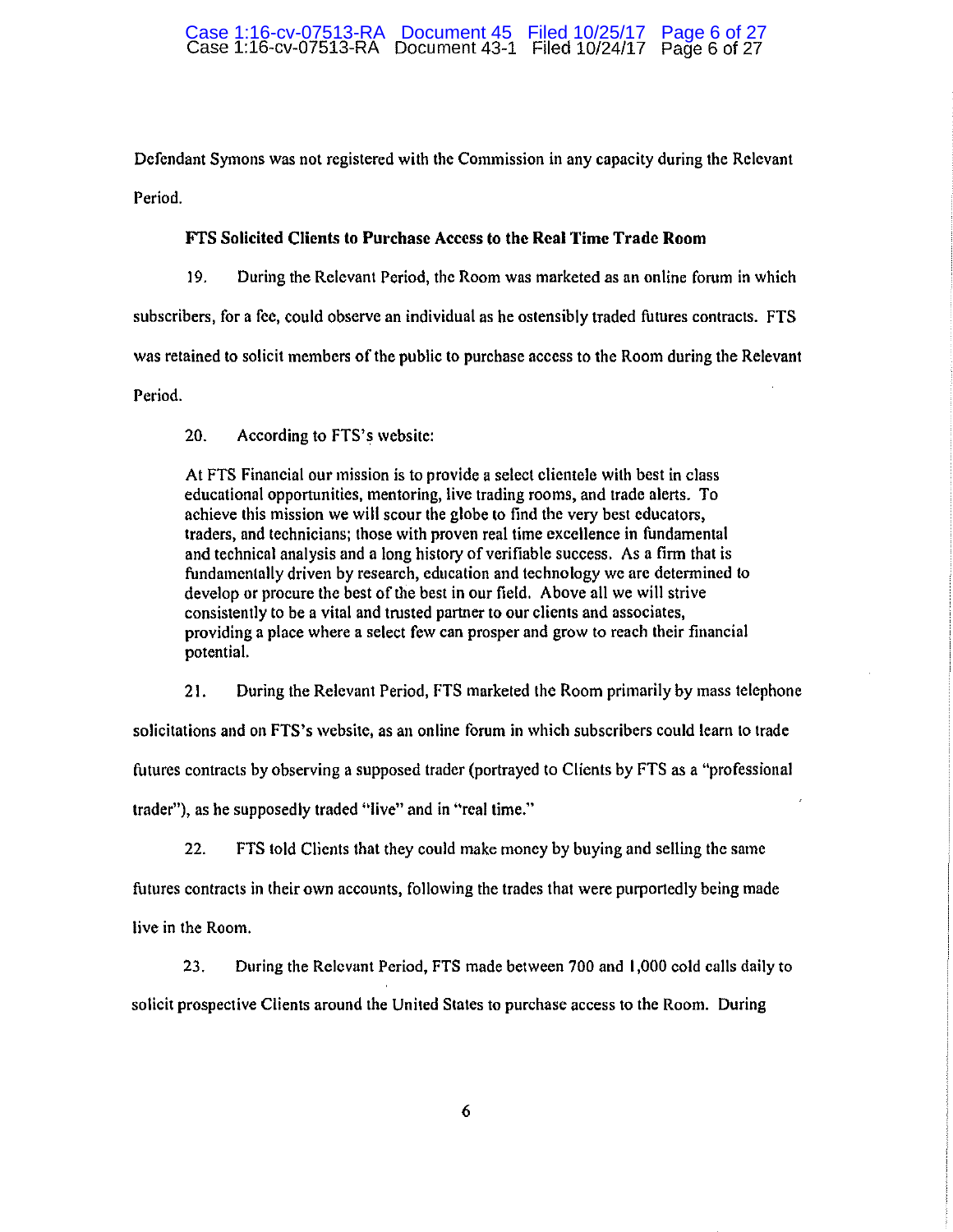Defendant Symons was not registered with the Commission in any capacity during the Relevant Period.

**FTS Solicited Clients to Purchase Access to the Real Time Trade Room**

19. During the Relevant Period, the Room was marketed as an online forum in which subscribers, for a fee, could observe an individual as he ostensibly traded futures contracts. FTS was retained to solicit members of the public to purchase access to the Room during the Relevant Period.

20. According to FTS's website:

> At FTS Financial our mission is to provide a select clientele with best in class educational opportunities, mentoring, live trading rooms, and trade alerts. To achieve this mission we will scour the globe to find the very best educators, traders, and technicians; those with proven real time excellence in fundamental and technical analysis and a long history of verifiable success. As a firm that is fundamentally driven by research, education and technology we are determined to develop or procure the best of the best in our field. Above all we will strive consistently to be a vital and trusted partner to our clients and associates, providing a place where a select few can prosper and grow to reach their financial potential.

21. During the Relevant Period, FTS marketed the Room primarily by mass telephone solicitations and on FTS's website, as an online forum in which subscribers could learn to trade futures contracts by observing a supposed trader (portrayed to Clients by FTS as a "professional trader"), as he supposedly traded "live" and in "real time."

22. FTS told Clients that they could make money by buying and selling the same futures contracts in their own accounts, following the trades that were purportedly being made live in the Room.

23. During the Relevant Period, FTS made between 700 and 1,000 cold calls daily to solicit prospective Clients around the United States to purchase access to the Room. During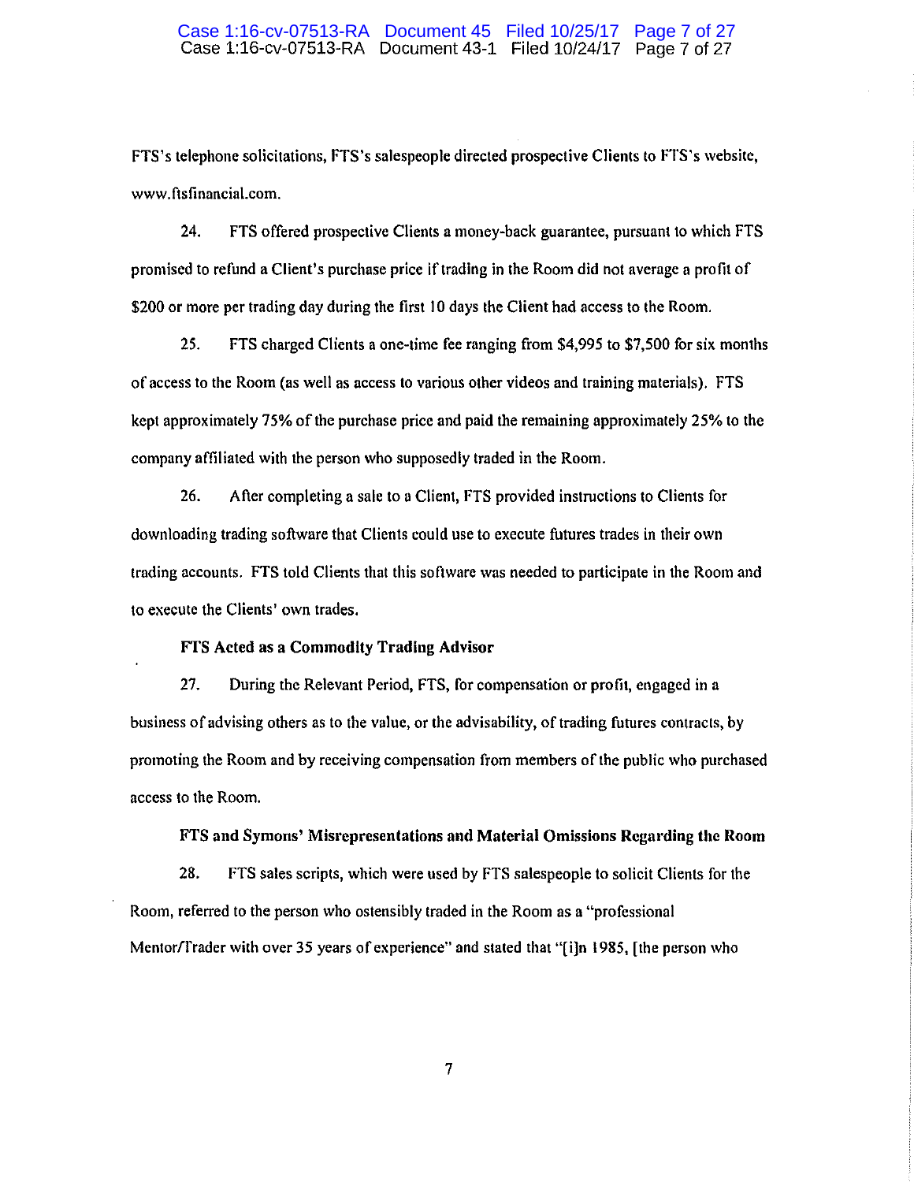FTS's telephone solicitations, FTS's salespeople directed prospective Clients to FTS's website, www.ftsfinancial.com.

24. FTS offered prospective Clients a money-back guarantee, pursuant to which FTS promised to refund a Client's purchase price if trading in the Room did not average a profit of $200 or more per trading day during the first 10 days the Client had access to the Room.

25. FTS charged Clients a one-time fee ranging from $4,995 to $7,500 for six months of access to the Room (as well as access to various other videos and training materials). FTS kept approximately 75% of the purchase price and paid the remaining approximately 25% to the company affiliated with the person who supposedly traded in the Room.

26. After completing a sale to a Client, FTS provided instructions to Clients for downloading trading software that Clients could use to execute futures trades in their own trading accounts. FTS told Clients that this software was needed to participate in the Room and to execute the Clients' own trades.

**FTS Acted as a Commodity Trading Advisor**

27. During the Relevant Period, FTS, for compensation or profit, engaged in a business of advising others as to the value, or the advisability, of trading futures contracts, by promoting the Room and by receiving compensation from members of the public who purchased access to the Room.

**FTS and Symons' Misrepresentations and Material Omissions Regarding the Room**

28. FTS sales scripts, which were used by FTS salespeople to solicit Clients for the Room, referred to the person who ostensibly traded in the Room as a "professional Mentor/Trader with over 35 years of experience" and stated that "[i]n 1985, [the person who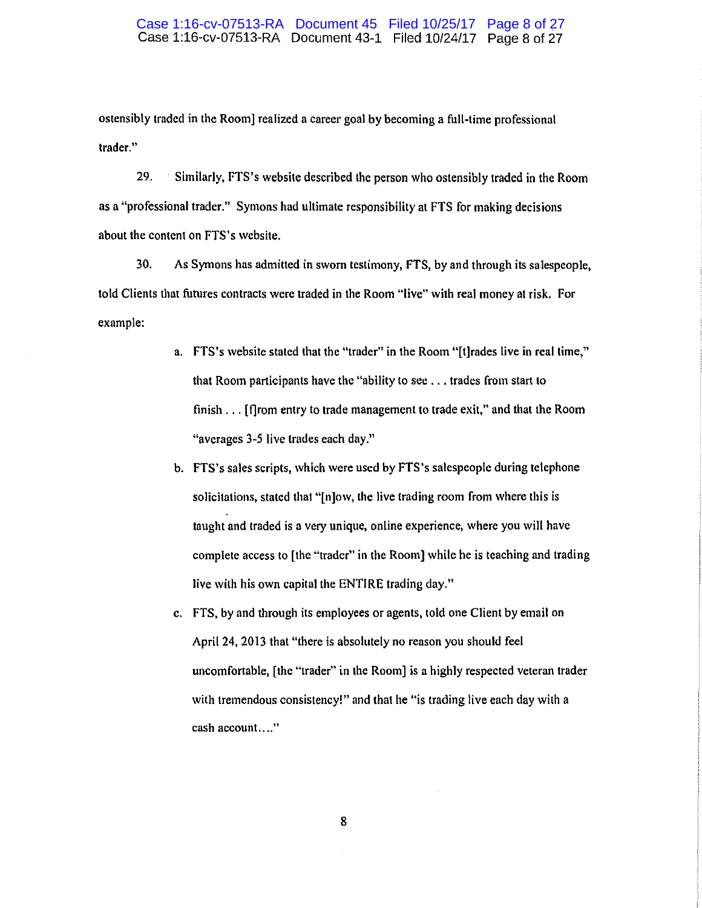ostensibly traded in the Room] realized a career goal by becoming a full-time professional trader."

29. Similarly, FTS's website described the person who ostensibly traded in the Room as a "professional trader." Symons had ultimate responsibility at FTS for making decisions about the content on FTS's website.

30. As Symons has admitted in sworn testimony, FTS, by and through its salespeople, told Clients that futures contracts were traded in the Room "live" with real money at risk. For example:

a. FTS's website stated that the "trader" in the Room "[t]rades live in real time," that Room participants have the "ability to see . . . trades from start to finish . . . [f]rom entry to trade management to trade exit," and that the Room "averages 3-5 live trades each day."

b. FTS's sales scripts, which were used by FTS's salespeople during telephone solicitations, stated that "[n]ow, the live trading room from where this is taught and traded is a very unique, online experience, where you will have complete access to [the "trader" in the Room] while he is teaching and trading live with his own capital the ENTIRE trading day."

c. FTS, by and through its employees or agents, told one Client by email on April 24, 2013 that "there is absolutely no reason you should feel uncomfortable, [the "trader" in the Room] is a highly respected veteran trader with tremendous consistency!" and that he "is trading live each day with a cash account…."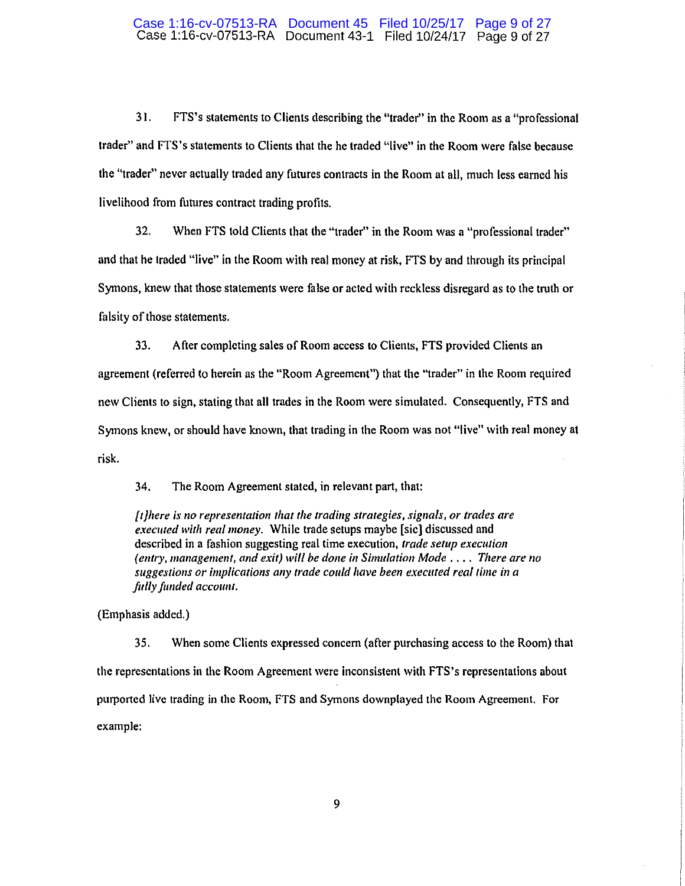31. FTS's statements to Clients describing the "trader" in the Room as a "professional trader" and FTS's statements to Clients that the he traded "live" in the Room were false because the "trader" never actually traded any futures contracts in the Room at all, much less earned his livelihood from futures contract trading profits.

32. When FTS told Clients that the "trader" in the Room was a "professional trader" and that he traded "live" in the Room with real money at risk, FTS by and through its principal Symons, knew that those statements were false or acted with reckless disregard as to the truth or falsity of those statements.

33. After completing sales of Room access to Clients, FTS provided Clients an agreement (referred to herein as the "Room Agreement") that the "trader" in the Room required new Clients to sign, stating that all trades in the Room were simulated. Consequently, FTS and Symons knew, or should have known, that trading in the Room was not "live" with real money at risk.

34. The Room Agreement stated, in relevant part, that:

> *[t]here is no representation that the trading strategies, signals, or trades are executed with real money.* While trade setups maybe [sic] discussed and described in a fashion suggesting real time execution, *trade setup execution (entry, management, and exit) will be done in Simulation Mode . . . . There are no suggestions or implications any trade could have been executed real time in a fully funded account.*

(Emphasis added.)

35. When some Clients expressed concern (after purchasing access to the Room) that the representations in the Room Agreement were inconsistent with FTS's representations about purported live trading in the Room, FTS and Symons downplayed the Room Agreement. For example: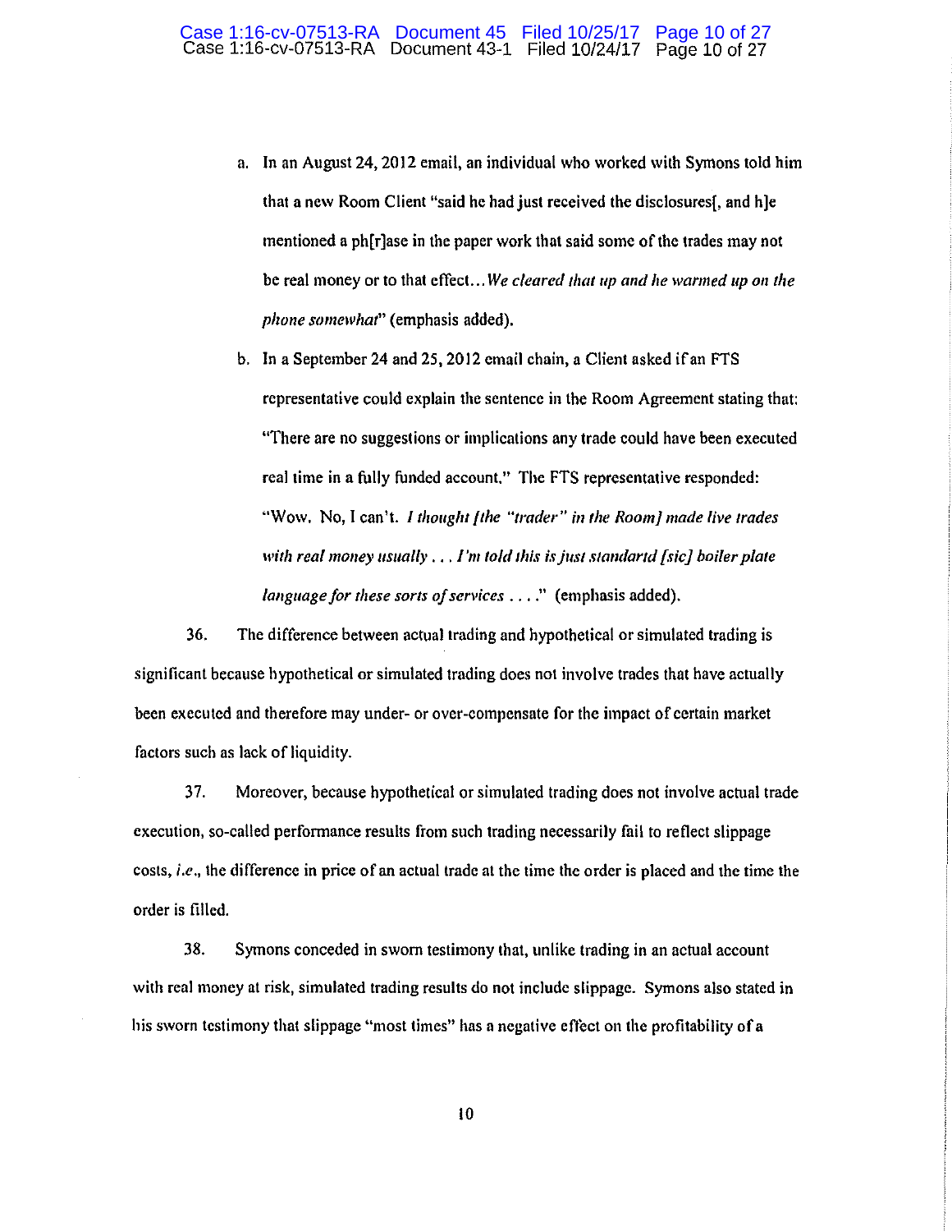a. In an August 24, 2012 email, an individual who worked with Symons told him that a new Room Client "said he had just received the disclosures[, and h]e mentioned a ph[r]ase in the paper work that said some of the trades may not be real money or to that effect...*We cleared that up and he warmed up on the phone somewhat*" (emphasis added).

b. In a September 24 and 25, 2012 email chain, a Client asked if an FTS representative could explain the sentence in the Room Agreement stating that: "There are no suggestions or implications any trade could have been executed real time in a fully funded account." The FTS representative responded: "Wow. No, I can't. *I thought [the "trader" in the Room] made live trades with real money usually . . . I'm told this is just standartd [sic] boiler plate language for these sorts of services . . . .*" (emphasis added).

36. The difference between actual trading and hypothetical or simulated trading is significant because hypothetical or simulated trading does not involve trades that have actually been executed and therefore may under- or over-compensate for the impact of certain market factors such as lack of liquidity.

37. Moreover, because hypothetical or simulated trading does not involve actual trade execution, so-called performance results from such trading necessarily fail to reflect slippage costs, *i.e.*, the difference in price of an actual trade at the time the order is placed and the time the order is filled.

38. Symons conceded in sworn testimony that, unlike trading in an actual account with real money at risk, simulated trading results do not include slippage. Symons also stated in his sworn testimony that slippage "most times" has a negative effect on the profitability of a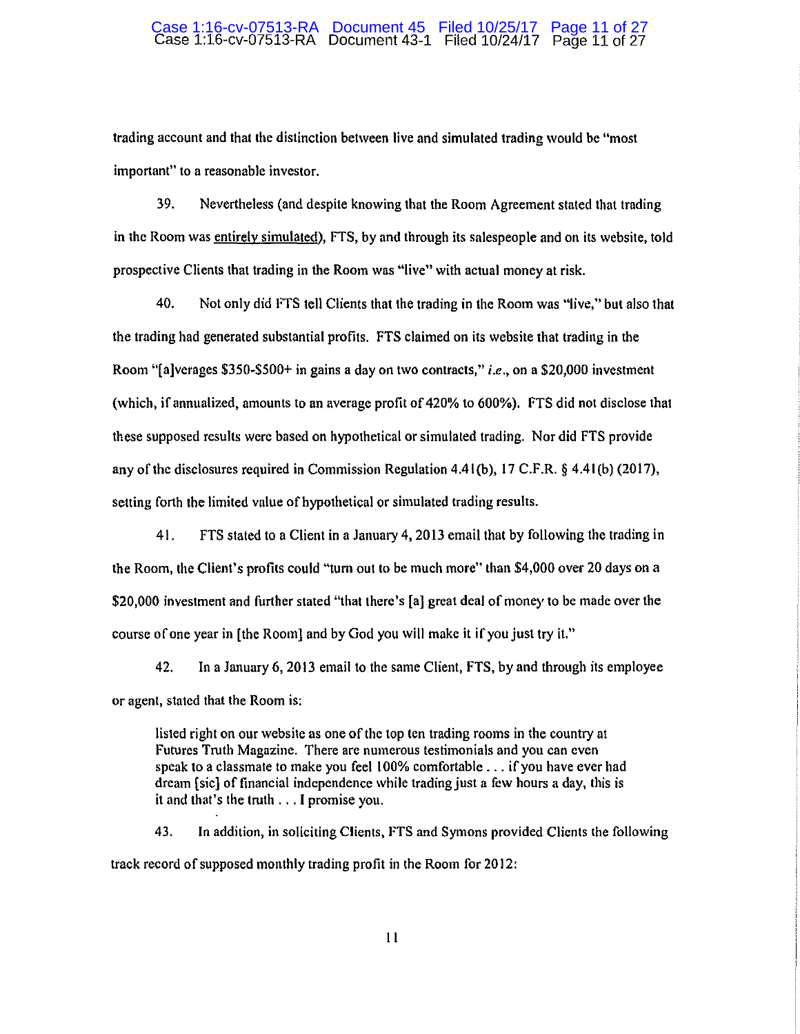trading account and that the distinction between live and simulated trading would be "most important" to a reasonable investor.

39. Nevertheless (and despite knowing that the Room Agreement stated that trading in the Room was entirely simulated), FTS, by and through its salespeople and on its website, told prospective Clients that trading in the Room was "live" with actual money at risk.

40. Not only did FTS tell Clients that the trading in the Room was "live," but also that the trading had generated substantial profits. FTS claimed on its website that trading in the Room "[a]verages $350-$500+ in gains a day on two contracts," *i.e.*, on a $20,000 investment (which, if annualized, amounts to an average profit of 420% to 600%). FTS did not disclose that these supposed results were based on hypothetical or simulated trading. Nor did FTS provide any of the disclosures required in Commission Regulation 4.41(b), 17 C.F.R. § 4.41(b) (2017), setting forth the limited value of hypothetical or simulated trading results.

41. FTS stated to a Client in a January 4, 2013 email that by following the trading in the Room, the Client's profits could "turn out to be much more" than $4,000 over 20 days on a $20,000 investment and further stated "that there's [a] great deal of money to be made over the course of one year in [the Room] and by God you will make it if you just try it."

42. In a January 6, 2013 email to the same Client, FTS, by and through its employee or agent, stated that the Room is:

> listed right on our website as one of the top ten trading rooms in the country at Futures Truth Magazine. There are numerous testimonials and you can even speak to a classmate to make you feel 100% comfortable . . . if you have ever had dream [sic] of financial independence while trading just a few hours a day, this is it and that's the truth . . . I promise you.

43. In addition, in soliciting Clients, FTS and Symons provided Clients the following track record of supposed monthly trading profit in the Room for 2012: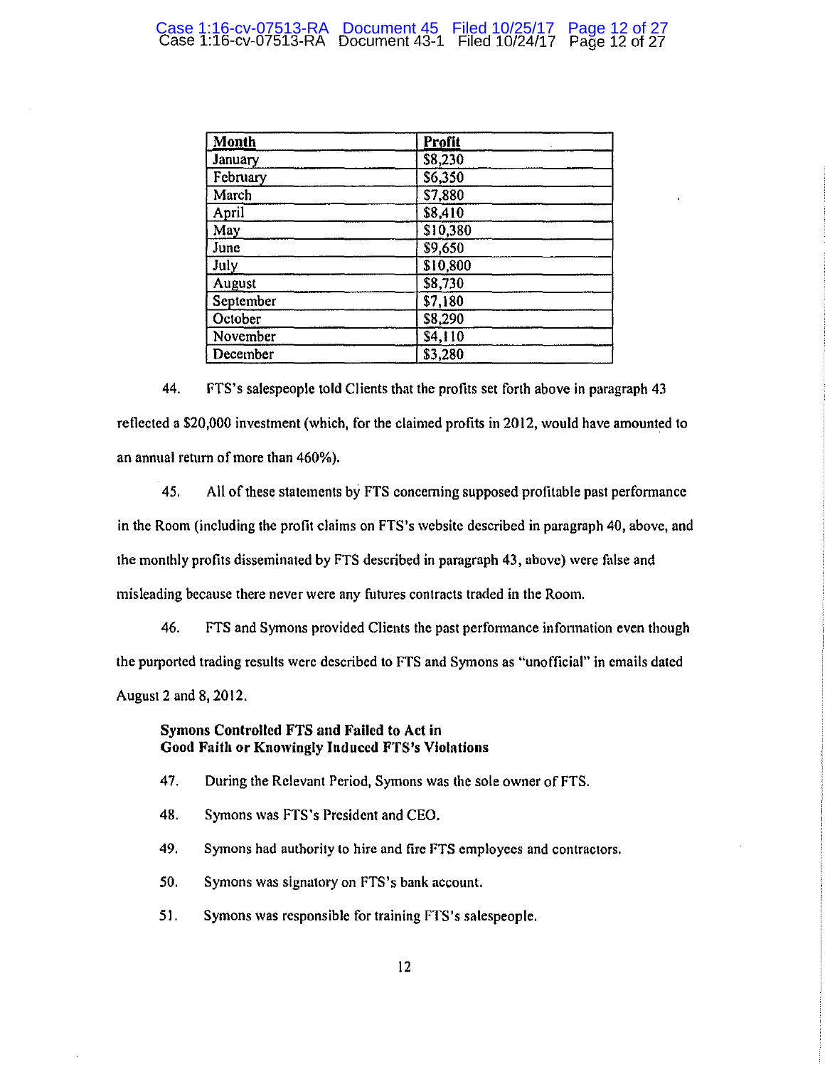| Month | Profit |
|---|---|
| January | $8,230 |
| February | $6,350 |
| March | $7,880 |
| April | $8,410 |
| May | $10,380 |
| June | $9,650 |
| July | $10,800 |
| August | $8,730 |
| September | $7,180 |
| October | $8,290 |
| November | $4,110 |
| December | $3,280 |

44. FTS's salespeople told Clients that the profits set forth above in paragraph 43 reflected a $20,000 investment (which, for the claimed profits in 2012, would have amounted to an annual return of more than 460%).

45. All of these statements by FTS concerning supposed profitable past performance in the Room (including the profit claims on FTS's website described in paragraph 40, above, and the monthly profits disseminated by FTS described in paragraph 43, above) were false and misleading because there never were any futures contracts traded in the Room.

46. FTS and Symons provided Clients the past performance information even though the purported trading results were described to FTS and Symons as "unofficial" in emails dated August 2 and 8, 2012.

**Symons Controlled FTS and Failed to Act in Good Faith or Knowingly Induced FTS's Violations**

47. During the Relevant Period, Symons was the sole owner of FTS.

48. Symons was FTS's President and CEO.

49. Symons had authority to hire and fire FTS employees and contractors.

50. Symons was signatory on FTS's bank account.

51. Symons was responsible for training FTS's salespeople.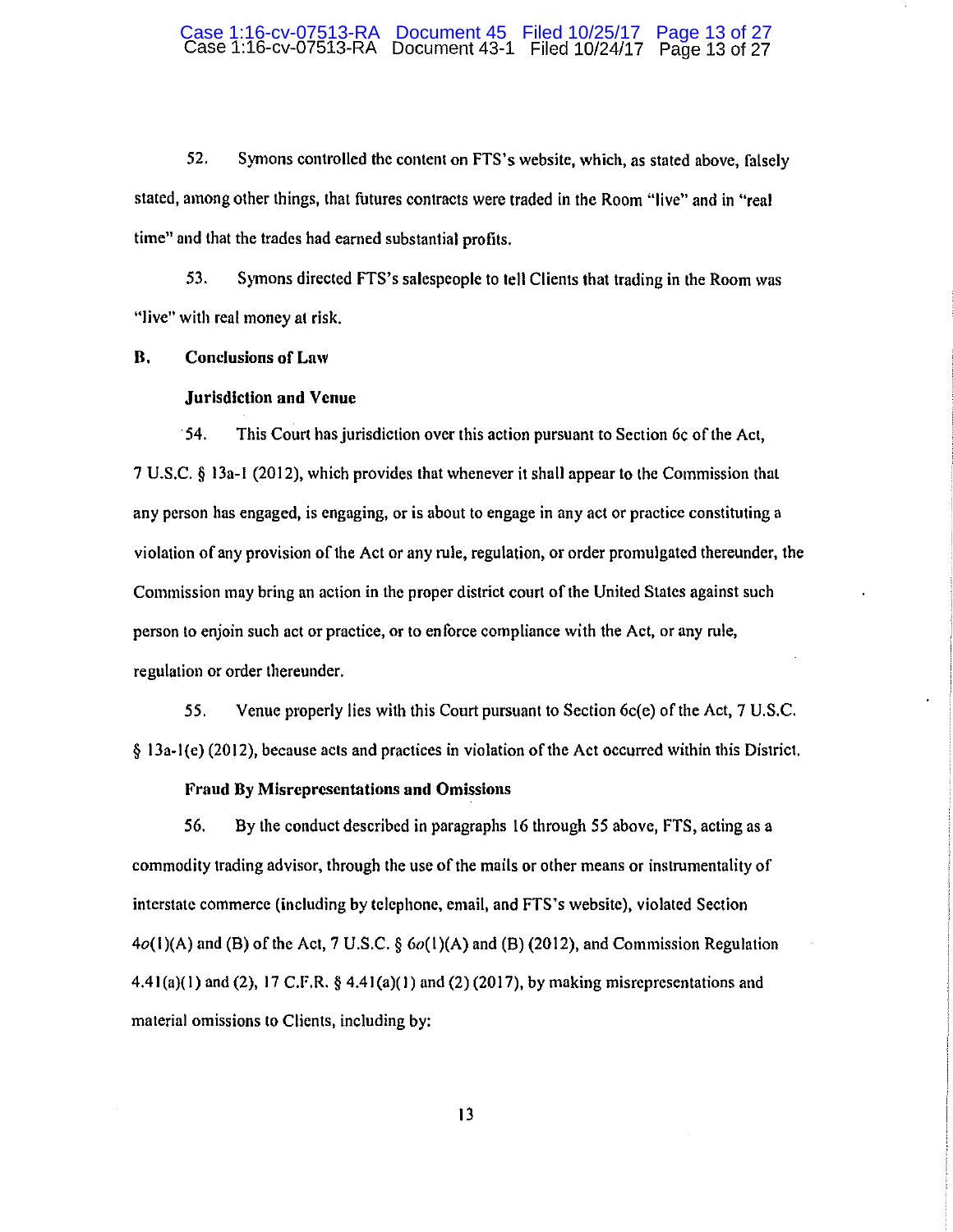52. Symons controlled the content on FTS's website, which, as stated above, falsely stated, among other things, that futures contracts were traded in the Room "live" and in "real time" and that the trades had earned substantial profits.

53. Symons directed FTS's salespeople to tell Clients that trading in the Room was "live" with real money at risk.

**B. Conclusions of Law**

**Jurisdiction and Venue**

54. This Court has jurisdiction over this action pursuant to Section 6c of the Act, 7 U.S.C. § 13a-1 (2012), which provides that whenever it shall appear to the Commission that any person has engaged, is engaging, or is about to engage in any act or practice constituting a violation of any provision of the Act or any rule, regulation, or order promulgated thereunder, the Commission may bring an action in the proper district court of the United States against such person to enjoin such act or practice, or to enforce compliance with the Act, or any rule, regulation or order thereunder.

55. Venue properly lies with this Court pursuant to Section 6c(e) of the Act, 7 U.S.C. § 13a-1(e) (2012), because acts and practices in violation of the Act occurred within this District.

**Fraud By Misrepresentations and Omissions**

56. By the conduct described in paragraphs 16 through 55 above, FTS, acting as a commodity trading advisor, through the use of the mails or other means or instrumentality of interstate commerce (including by telephone, email, and FTS's website), violated Section 4*o*(1)(A) and (B) of the Act, 7 U.S.C. § 6*o*(1)(A) and (B) (2012), and Commission Regulation 4.41(a)(1) and (2), 17 C.F.R. § 4.41(a)(1) and (2) (2017), by making misrepresentations and material omissions to Clients, including by: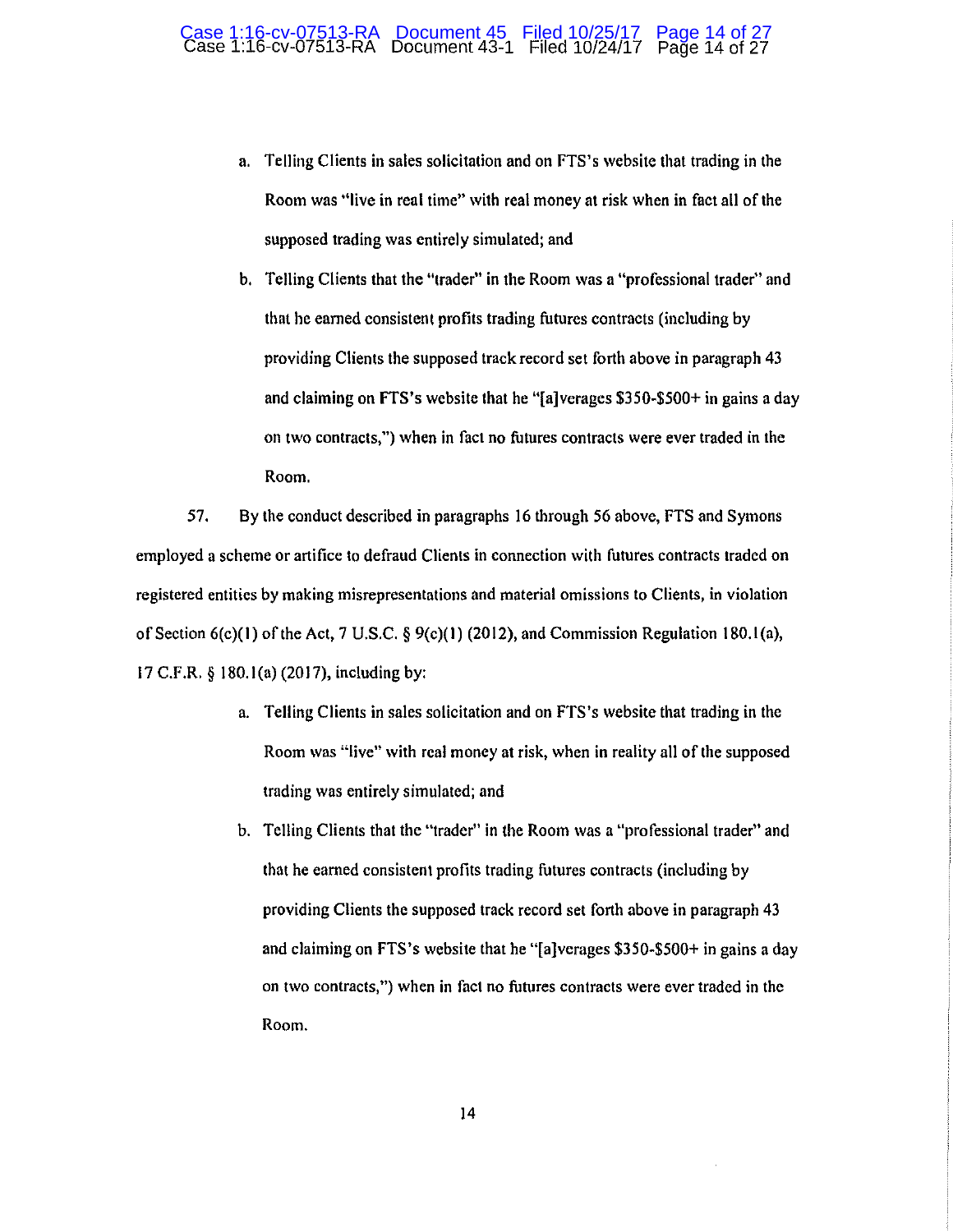a. Telling Clients in sales solicitation and on FTS's website that trading in the Room was "live in real time" with real money at risk when in fact all of the supposed trading was entirely simulated; and

b. Telling Clients that the "trader" in the Room was a "professional trader" and that he earned consistent profits trading futures contracts (including by providing Clients the supposed track record set forth above in paragraph 43 and claiming on FTS's website that he "[a]verages $350-$500+ in gains a day on two contracts,") when in fact no futures contracts were ever traded in the Room.

57. By the conduct described in paragraphs 16 through 56 above, FTS and Symons employed a scheme or artifice to defraud Clients in connection with futures contracts traded on registered entities by making misrepresentations and material omissions to Clients, in violation of Section 6(c)(1) of the Act, 7 U.S.C. § 9(c)(1) (2012), and Commission Regulation 180.1(a), 17 C.F.R. § 180.1(a) (2017), including by:

a. Telling Clients in sales solicitation and on FTS's website that trading in the Room was "live" with real money at risk, when in reality all of the supposed trading was entirely simulated; and

b. Telling Clients that the "trader" in the Room was a "professional trader" and that he earned consistent profits trading futures contracts (including by providing Clients the supposed track record set forth above in paragraph 43 and claiming on FTS's website that he "[a]verages $350-$500+ in gains a day on two contracts,") when in fact no futures contracts were ever traded in the Room.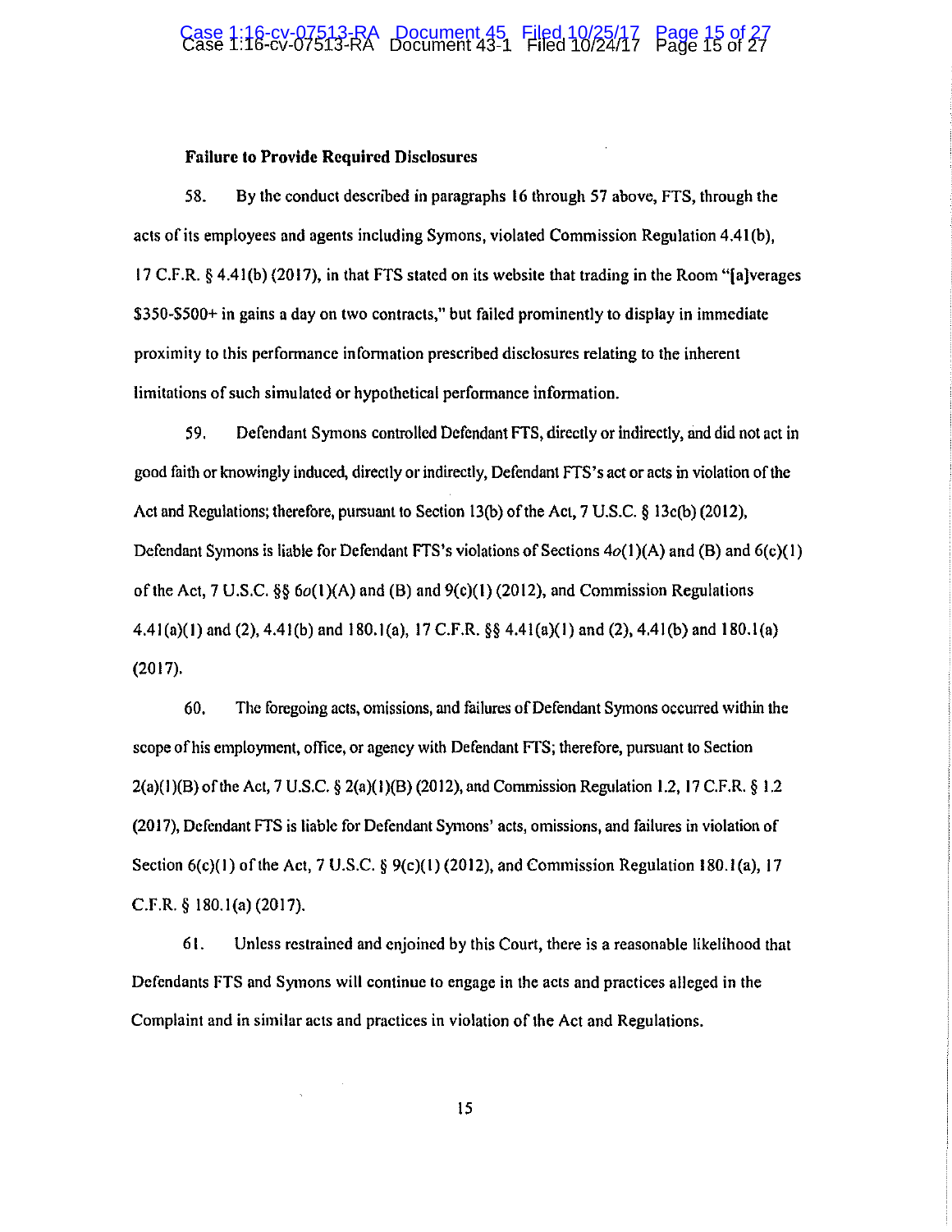**Failure to Provide Required Disclosures**

58. By the conduct described in paragraphs 16 through 57 above, FTS, through the acts of its employees and agents including Symons, violated Commission Regulation 4.41(b), 17 C.F.R. § 4.41(b) (2017), in that FTS stated on its website that trading in the Room "[a]verages $350-$500+ in gains a day on two contracts," but failed prominently to display in immediate proximity to this performance information prescribed disclosures relating to the inherent limitations of such simulated or hypothetical performance information.

59. Defendant Symons controlled Defendant FTS, directly or indirectly, and did not act in good faith or knowingly induced, directly or indirectly, Defendant FTS's act or acts in violation of the Act and Regulations; therefore, pursuant to Section 13(b) of the Act, 7 U.S.C. § 13c(b) (2012), Defendant Symons is liable for Defendant FTS's violations of Sections 4*o*(1)(A) and (B) and 6(c)(1) of the Act, 7 U.S.C. §§ 6*o*(1)(A) and (B) and 9(c)(1) (2012), and Commission Regulations 4.41(a)(1) and (2), 4.41(b) and 180.1(a), 17 C.F.R. §§ 4.41(a)(1) and (2), 4.41(b) and 180.1(a) (2017).

60. The foregoing acts, omissions, and failures of Defendant Symons occurred within the scope of his employment, office, or agency with Defendant FTS; therefore, pursuant to Section 2(a)(1)(B) of the Act, 7 U.S.C. § 2(a)(1)(B) (2012), and Commission Regulation 1.2, 17 C.F.R. § 1.2 (2017), Defendant FTS is liable for Defendant Symons' acts, omissions, and failures in violation of Section 6(c)(1) of the Act, 7 U.S.C. § 9(c)(1) (2012), and Commission Regulation 180.1(a), 17 C.F.R. § 180.1(a) (2017).

61. Unless restrained and enjoined by this Court, there is a reasonable likelihood that Defendants FTS and Symons will continue to engage in the acts and practices alleged in the Complaint and in similar acts and practices in violation of the Act and Regulations.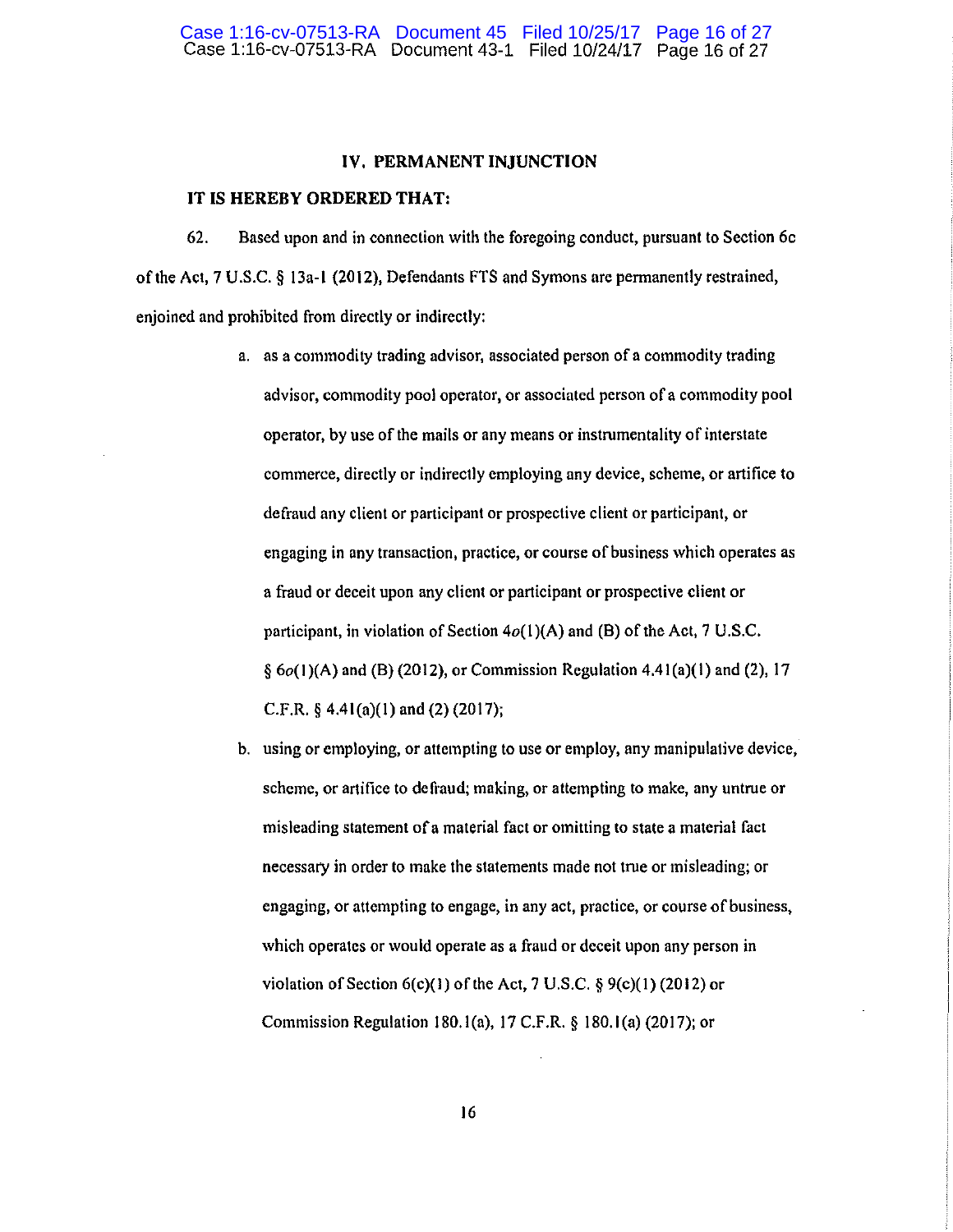## IV. PERMANENT INJUNCTION

**IT IS HEREBY ORDERED THAT:**

62. Based upon and in connection with the foregoing conduct, pursuant to Section 6c of the Act, 7 U.S.C. § 13a-1 (2012), Defendants FTS and Symons are permanently restrained, enjoined and prohibited from directly or indirectly:

a. as a commodity trading advisor, associated person of a commodity trading advisor, commodity pool operator, or associated person of a commodity pool operator, by use of the mails or any means or instrumentality of interstate commerce, directly or indirectly employing any device, scheme, or artifice to defraud any client or participant or prospective client or participant, or engaging in any transaction, practice, or course of business which operates as a fraud or deceit upon any client or participant or prospective client or participant, in violation of Section 4*o*(1)(A) and (B) of the Act, 7 U.S.C. § 6*o*(1)(A) and (B) (2012), or Commission Regulation 4.41(a)(1) and (2), 17 C.F.R. § 4.41(a)(1) and (2) (2017);

b. using or employing, or attempting to use or employ, any manipulative device, scheme, or artifice to defraud; making, or attempting to make, any untrue or misleading statement of a material fact or omitting to state a material fact necessary in order to make the statements made not true or misleading; or engaging, or attempting to engage, in any act, practice, or course of business, which operates or would operate as a fraud or deceit upon any person in violation of Section 6(c)(1) of the Act, 7 U.S.C. § 9(c)(1) (2012) or Commission Regulation 180.1(a), 17 C.F.R. § 180.1(a) (2017); or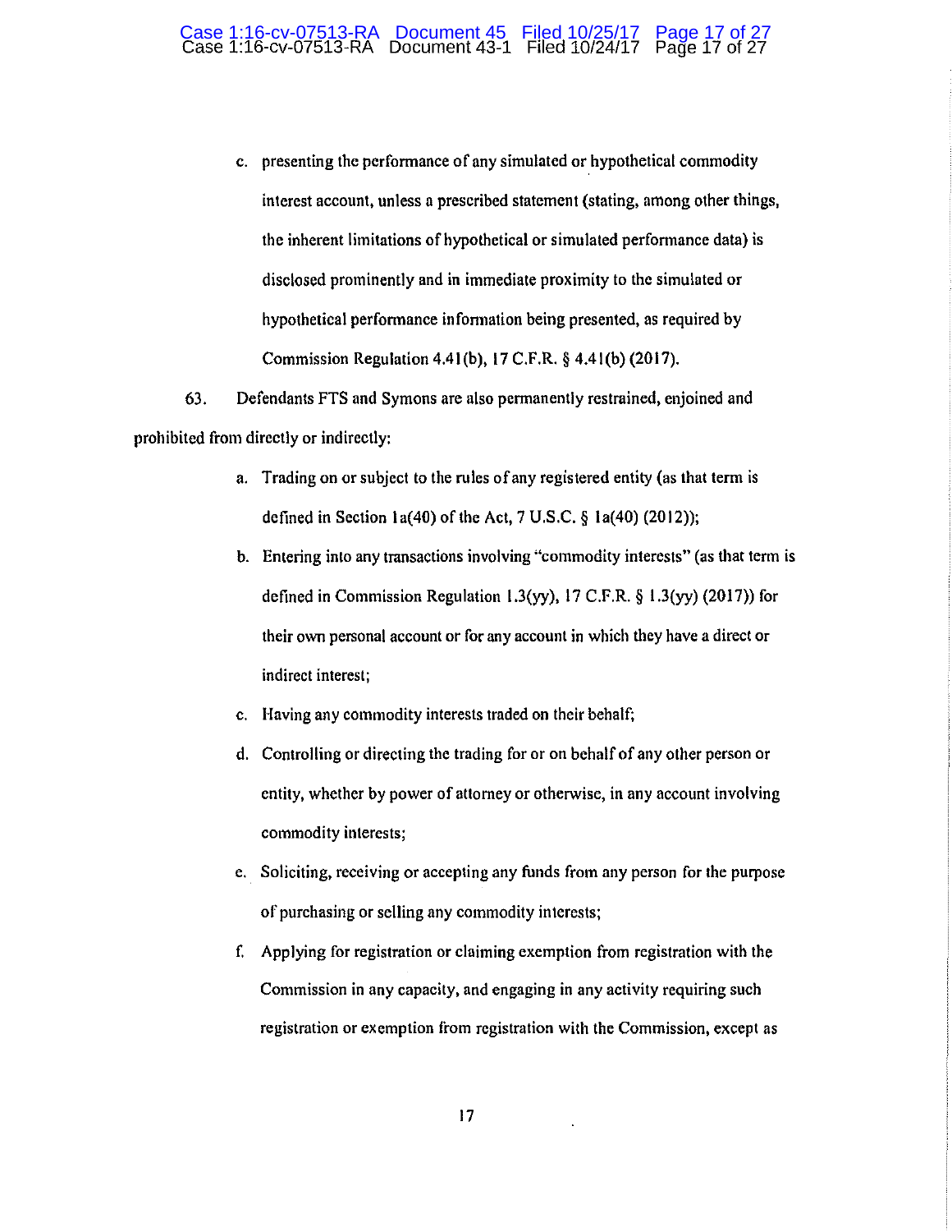c. presenting the performance of any simulated or hypothetical commodity interest account, unless a prescribed statement (stating, among other things, the inherent limitations of hypothetical or simulated performance data) is disclosed prominently and in immediate proximity to the simulated or hypothetical performance information being presented, as required by Commission Regulation 4.41(b), 17 C.F.R. § 4.41(b) (2017).

63. Defendants FTS and Symons are also permanently restrained, enjoined and prohibited from directly or indirectly:

a. Trading on or subject to the rules of any registered entity (as that term is defined in Section 1a(40) of the Act, 7 U.S.C. § 1a(40) (2012));

b. Entering into any transactions involving "commodity interests" (as that term is defined in Commission Regulation 1.3(yy), 17 C.F.R. § 1.3(yy) (2017)) for their own personal account or for any account in which they have a direct or indirect interest;

c. Having any commodity interests traded on their behalf;

d. Controlling or directing the trading for or on behalf of any other person or entity, whether by power of attorney or otherwise, in any account involving commodity interests;

e. Soliciting, receiving or accepting any funds from any person for the purpose of purchasing or selling any commodity interests;

f. Applying for registration or claiming exemption from registration with the Commission in any capacity, and engaging in any activity requiring such registration or exemption from registration with the Commission, except as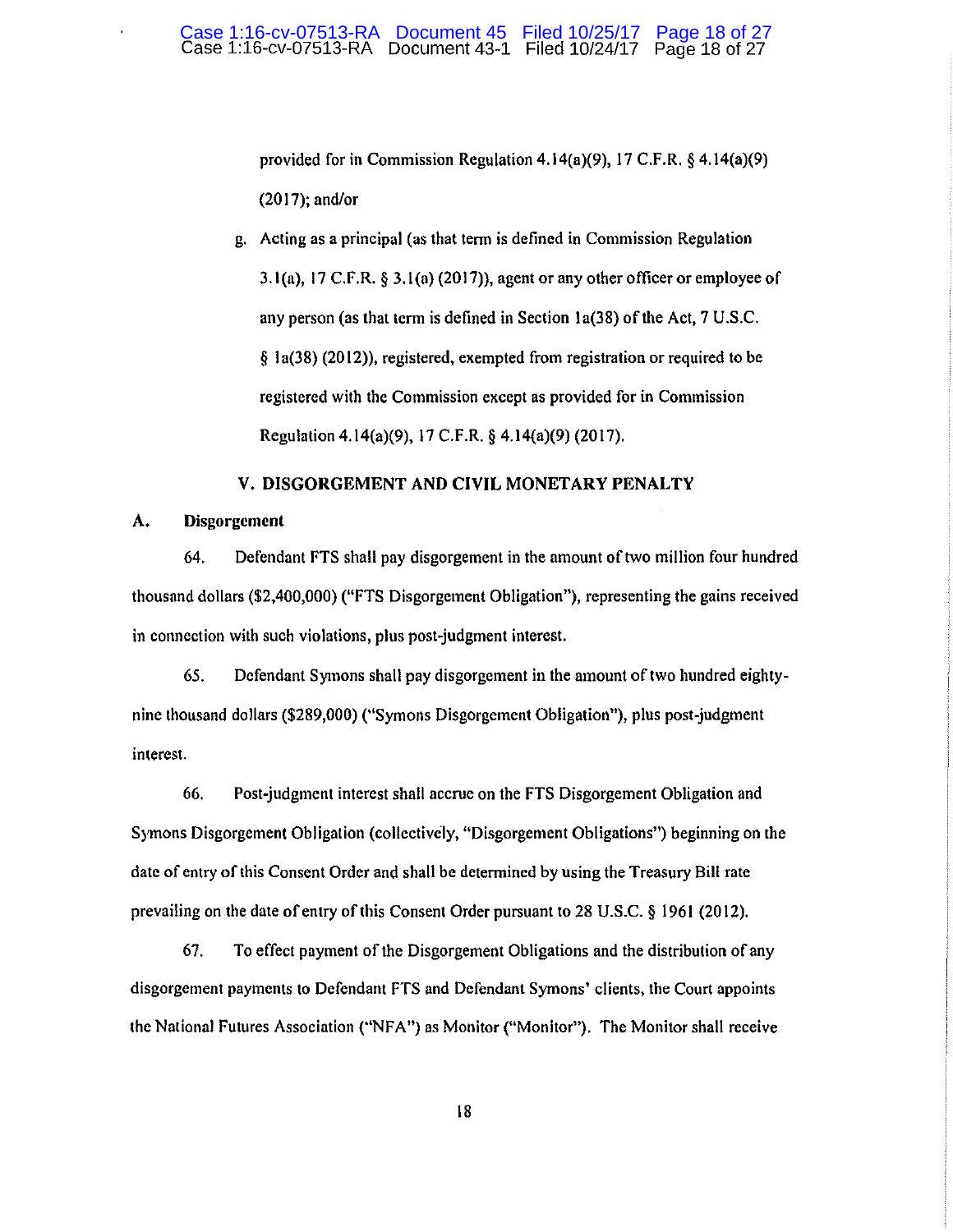provided for in Commission Regulation 4.14(a)(9), 17 C.F.R. § 4.14(a)(9) (2017); and/or

g. Acting as a principal (as that term is defined in Commission Regulation 3.1(a), 17 C.F.R. § 3.1(a) (2017)), agent or any other officer or employee of any person (as that term is defined in Section 1a(38) of the Act, 7 U.S.C. § 1a(38) (2012)), registered, exempted from registration or required to be registered with the Commission except as provided for in Commission Regulation 4.14(a)(9), 17 C.F.R. § 4.14(a)(9) (2017).

## V. DISGORGEMENT AND CIVIL MONETARY PENALTY

### A. Disgorgement

64. Defendant FTS shall pay disgorgement in the amount of two million four hundred thousand dollars ($2,400,000) ("FTS Disgorgement Obligation"), representing the gains received in connection with such violations, plus post-judgment interest.

65. Defendant Symons shall pay disgorgement in the amount of two hundred eighty-nine thousand dollars ($289,000) ("Symons Disgorgement Obligation"), plus post-judgment interest.

66. Post-judgment interest shall accrue on the FTS Disgorgement Obligation and Symons Disgorgement Obligation (collectively, "Disgorgement Obligations") beginning on the date of entry of this Consent Order and shall be determined by using the Treasury Bill rate prevailing on the date of entry of this Consent Order pursuant to 28 U.S.C. § 1961 (2012).

67. To effect payment of the Disgorgement Obligations and the distribution of any disgorgement payments to Defendant FTS and Defendant Symons' clients, the Court appoints the National Futures Association ("NFA") as Monitor ("Monitor"). The Monitor shall receive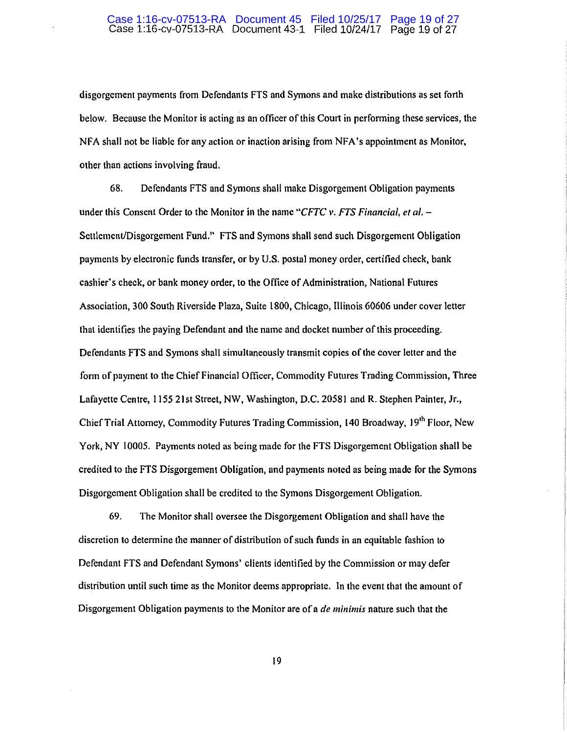disgorgement payments from Defendants FTS and Symons and make distributions as set forth below. Because the Monitor is acting as an officer of this Court in performing these services, the NFA shall not be liable for any action or inaction arising from NFA's appointment as Monitor, other than actions involving fraud.

68. Defendants FTS and Symons shall make Disgorgement Obligation payments under this Consent Order to the Monitor in the name "*CFTC v. FTS Financial, et al.* – Settlement/Disgorgement Fund." FTS and Symons shall send such Disgorgement Obligation payments by electronic funds transfer, or by U.S. postal money order, certified check, bank cashier's check, or bank money order, to the Office of Administration, National Futures Association, 300 South Riverside Plaza, Suite 1800, Chicago, Illinois 60606 under cover letter that identifies the paying Defendant and the name and docket number of this proceeding. Defendants FTS and Symons shall simultaneously transmit copies of the cover letter and the form of payment to the Chief Financial Officer, Commodity Futures Trading Commission, Three Lafayette Centre, 1155 21st Street, NW, Washington, D.C. 20581 and R. Stephen Painter, Jr., Chief Trial Attorney, Commodity Futures Trading Commission, 140 Broadway, 19th Floor, New York, NY 10005. Payments noted as being made for the FTS Disgorgement Obligation shall be credited to the FTS Disgorgement Obligation, and payments noted as being made for the Symons Disgorgement Obligation shall be credited to the Symons Disgorgement Obligation.

69. The Monitor shall oversee the Disgorgement Obligation and shall have the discretion to determine the manner of distribution of such funds in an equitable fashion to Defendant FTS and Defendant Symons' clients identified by the Commission or may defer distribution until such time as the Monitor deems appropriate. In the event that the amount of Disgorgement Obligation payments to the Monitor are of a *de minimis* nature such that the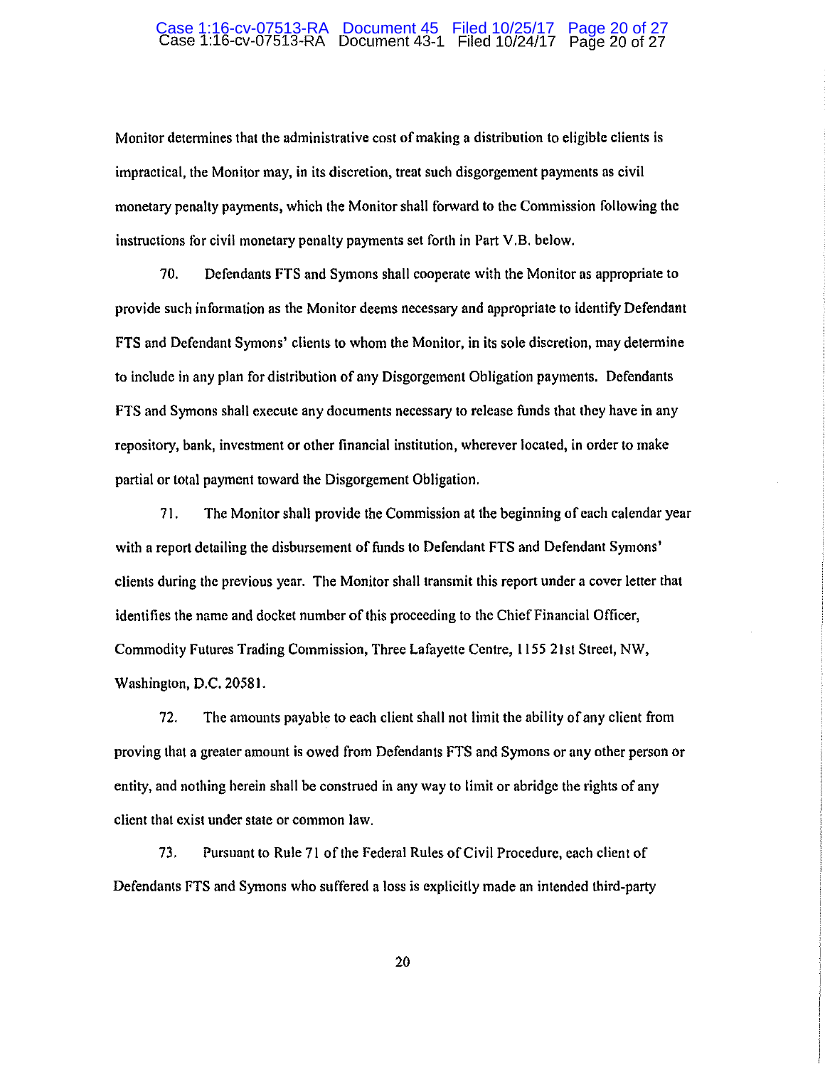Monitor determines that the administrative cost of making a distribution to eligible clients is impractical, the Monitor may, in its discretion, treat such disgorgement payments as civil monetary penalty payments, which the Monitor shall forward to the Commission following the instructions for civil monetary penalty payments set forth in Part V.B. below.

70. Defendants FTS and Symons shall cooperate with the Monitor as appropriate to provide such information as the Monitor deems necessary and appropriate to identify Defendant FTS and Defendant Symons' clients to whom the Monitor, in its sole discretion, may determine to include in any plan for distribution of any Disgorgement Obligation payments. Defendants FTS and Symons shall execute any documents necessary to release funds that they have in any repository, bank, investment or other financial institution, wherever located, in order to make partial or total payment toward the Disgorgement Obligation.

71. The Monitor shall provide the Commission at the beginning of each calendar year with a report detailing the disbursement of funds to Defendant FTS and Defendant Symons' clients during the previous year. The Monitor shall transmit this report under a cover letter that identifies the name and docket number of this proceeding to the Chief Financial Officer, Commodity Futures Trading Commission, Three Lafayette Centre, 1155 21st Street, NW, Washington, D.C. 20581.

72. The amounts payable to each client shall not limit the ability of any client from proving that a greater amount is owed from Defendants FTS and Symons or any other person or entity, and nothing herein shall be construed in any way to limit or abridge the rights of any client that exist under state or common law.

73. Pursuant to Rule 71 of the Federal Rules of Civil Procedure, each client of Defendants FTS and Symons who suffered a loss is explicitly made an intended third-party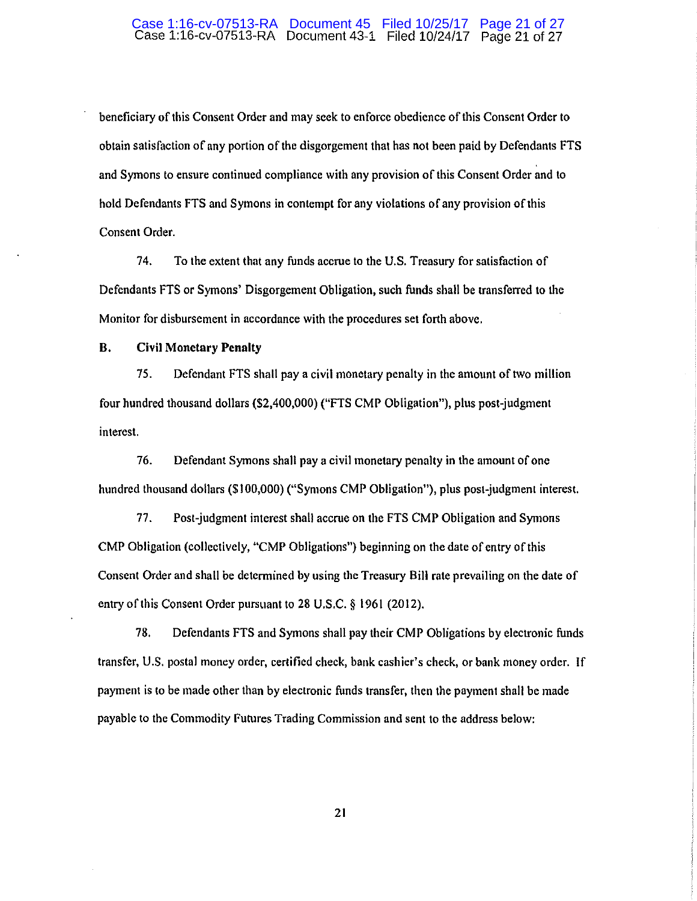beneficiary of this Consent Order and may seek to enforce obedience of this Consent Order to obtain satisfaction of any portion of the disgorgement that has not been paid by Defendants FTS and Symons to ensure continued compliance with any provision of this Consent Order and to hold Defendants FTS and Symons in contempt for any violations of any provision of this Consent Order.

74. To the extent that any funds accrue to the U.S. Treasury for satisfaction of Defendants FTS or Symons' Disgorgement Obligation, such funds shall be transferred to the Monitor for disbursement in accordance with the procedures set forth above.

**B. Civil Monetary Penalty**

75. Defendant FTS shall pay a civil monetary penalty in the amount of two million four hundred thousand dollars ($2,400,000) ("FTS CMP Obligation"), plus post-judgment interest.

76. Defendant Symons shall pay a civil monetary penalty in the amount of one hundred thousand dollars ($100,000) ("Symons CMP Obligation"), plus post-judgment interest.

77. Post-judgment interest shall accrue on the FTS CMP Obligation and Symons CMP Obligation (collectively, "CMP Obligations") beginning on the date of entry of this Consent Order and shall be determined by using the Treasury Bill rate prevailing on the date of entry of this Consent Order pursuant to 28 U.S.C. § 1961 (2012).

78. Defendants FTS and Symons shall pay their CMP Obligations by electronic funds transfer, U.S. postal money order, certified check, bank cashier's check, or bank money order. If payment is to be made other than by electronic funds transfer, then the payment shall be made payable to the Commodity Futures Trading Commission and sent to the address below: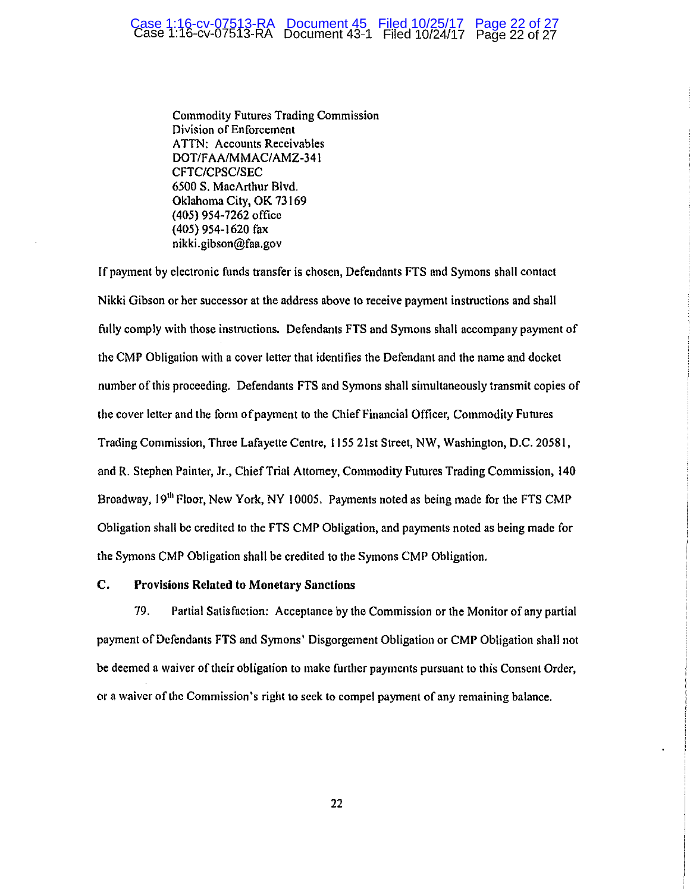Commodity Futures Trading Commission
Division of Enforcement
ATTN: Accounts Receivables
DOT/FAA/MMAC/AMZ-341
CFTC/CPSC/SEC
6500 S. MacArthur Blvd.
Oklahoma City, OK 73169
(405) 954-7262 office
(405) 954-1620 fax
nikki.gibson@faa.gov

If payment by electronic funds transfer is chosen, Defendants FTS and Symons shall contact Nikki Gibson or her successor at the address above to receive payment instructions and shall fully comply with those instructions. Defendants FTS and Symons shall accompany payment of the CMP Obligation with a cover letter that identifies the Defendant and the name and docket number of this proceeding. Defendants FTS and Symons shall simultaneously transmit copies of the cover letter and the form of payment to the Chief Financial Officer, Commodity Futures Trading Commission, Three Lafayette Centre, 1155 21st Street, NW, Washington, D.C. 20581, and R. Stephen Painter, Jr., Chief Trial Attorney, Commodity Futures Trading Commission, 140 Broadway, 19th Floor, New York, NY 10005. Payments noted as being made for the FTS CMP Obligation shall be credited to the FTS CMP Obligation, and payments noted as being made for the Symons CMP Obligation shall be credited to the Symons CMP Obligation.

### C. Provisions Related to Monetary Sanctions

79. Partial Satisfaction: Acceptance by the Commission or the Monitor of any partial payment of Defendants FTS and Symons' Disgorgement Obligation or CMP Obligation shall not be deemed a waiver of their obligation to make further payments pursuant to this Consent Order, or a waiver of the Commission's right to seek to compel payment of any remaining balance.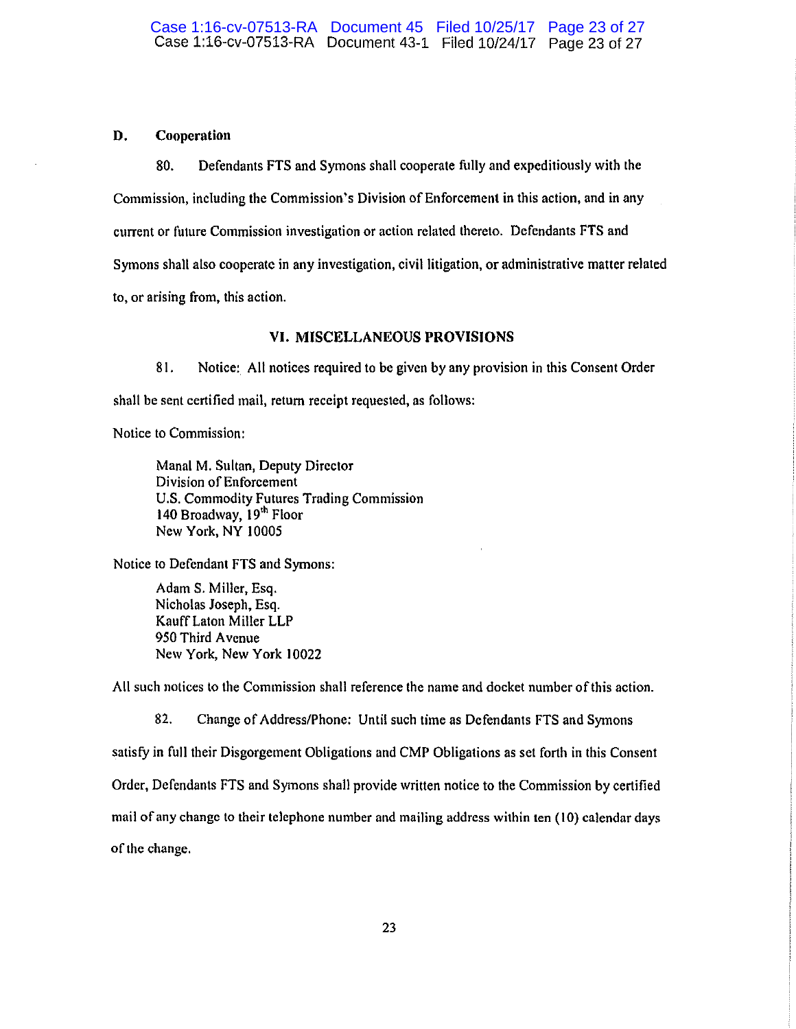## D. Cooperation

80. Defendants FTS and Symons shall cooperate fully and expeditiously with the Commission, including the Commission's Division of Enforcement in this action, and in any current or future Commission investigation or action related thereto. Defendants FTS and Symons shall also cooperate in any investigation, civil litigation, or administrative matter related to, or arising from, this action.

## VI. MISCELLANEOUS PROVISIONS

81. Notice: All notices required to be given by any provision in this Consent Order shall be sent certified mail, return receipt requested, as follows:

Notice to Commission:

> Manal M. Sultan, Deputy Director
> Division of Enforcement
> U.S. Commodity Futures Trading Commission
> 140 Broadway, 19th Floor
> New York, NY 10005

Notice to Defendant FTS and Symons:

> Adam S. Miller, Esq.
> Nicholas Joseph, Esq.
> Kauff Laton Miller LLP
> 950 Third Avenue
> New York, New York 10022

All such notices to the Commission shall reference the name and docket number of this action.

82. Change of Address/Phone: Until such time as Defendants FTS and Symons satisfy in full their Disgorgement Obligations and CMP Obligations as set forth in this Consent Order, Defendants FTS and Symons shall provide written notice to the Commission by certified mail of any change to their telephone number and mailing address within ten (10) calendar days of the change.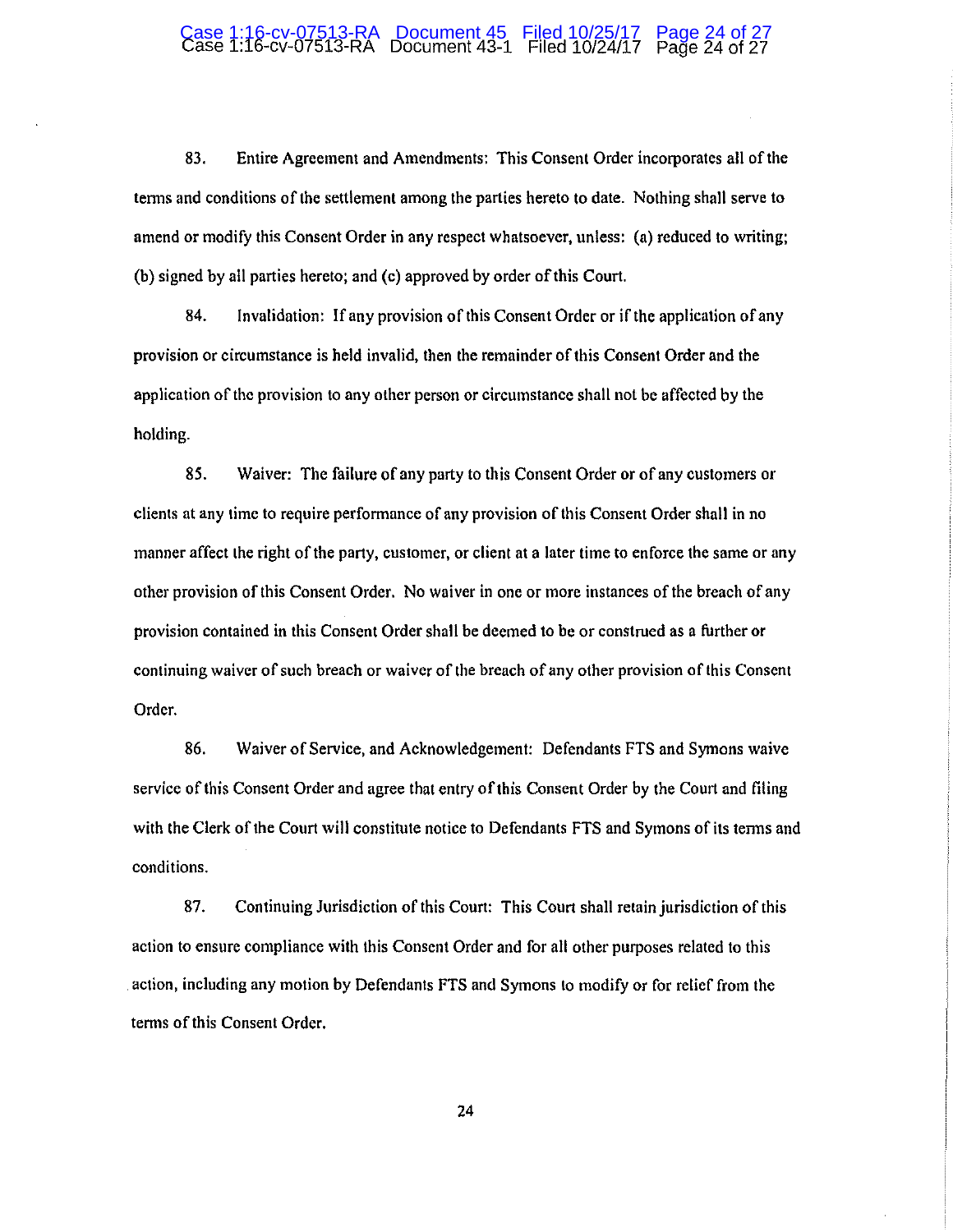83. Entire Agreement and Amendments: This Consent Order incorporates all of the terms and conditions of the settlement among the parties hereto to date. Nothing shall serve to amend or modify this Consent Order in any respect whatsoever, unless: (a) reduced to writing; (b) signed by all parties hereto; and (c) approved by order of this Court.

84. Invalidation: If any provision of this Consent Order or if the application of any provision or circumstance is held invalid, then the remainder of this Consent Order and the application of the provision to any other person or circumstance shall not be affected by the holding.

85. Waiver: The failure of any party to this Consent Order or of any customers or clients at any time to require performance of any provision of this Consent Order shall in no manner affect the right of the party, customer, or client at a later time to enforce the same or any other provision of this Consent Order. No waiver in one or more instances of the breach of any provision contained in this Consent Order shall be deemed to be or construed as a further or continuing waiver of such breach or waiver of the breach of any other provision of this Consent Order.

86. Waiver of Service, and Acknowledgement: Defendants FTS and Symons waive service of this Consent Order and agree that entry of this Consent Order by the Court and filing with the Clerk of the Court will constitute notice to Defendants FTS and Symons of its terms and conditions.

87. Continuing Jurisdiction of this Court: This Court shall retain jurisdiction of this action to ensure compliance with this Consent Order and for all other purposes related to this action, including any motion by Defendants FTS and Symons to modify or for relief from the terms of this Consent Order.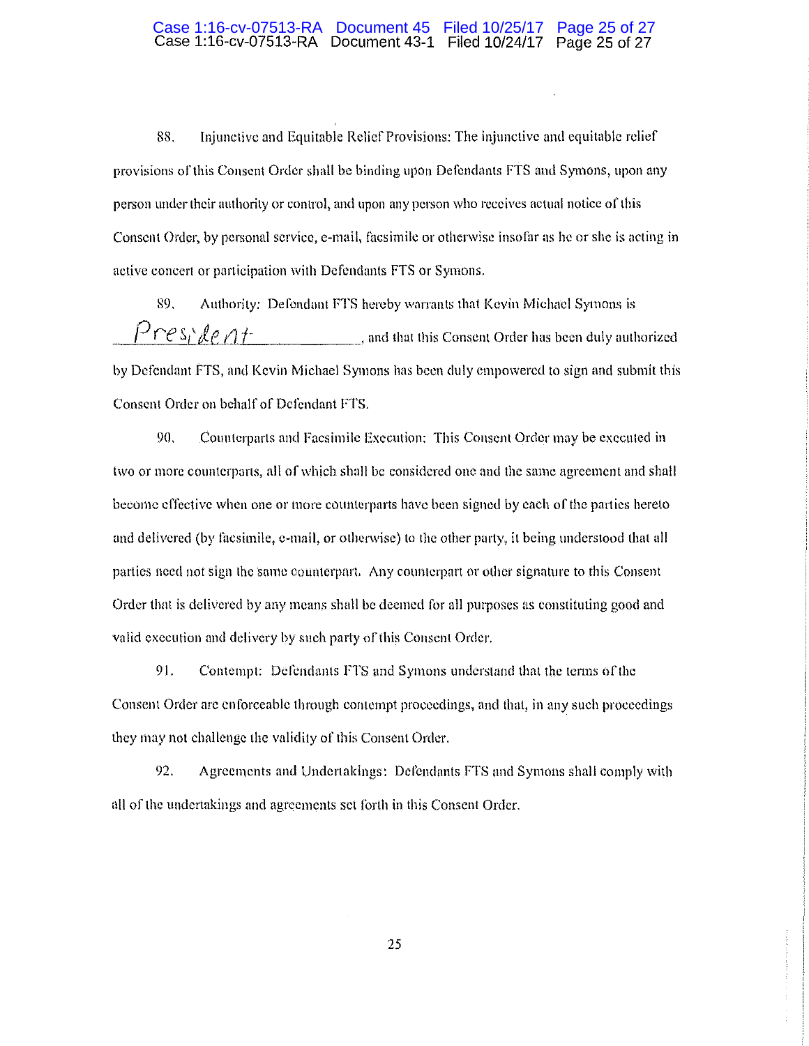88. Injunctive and Equitable Relief Provisions: The injunctive and equitable relief provisions of this Consent Order shall be binding upon Defendants FTS and Symons, upon any person under their authority or control, and upon any person who receives actual notice of this Consent Order, by personal service, e-mail, facsimile or otherwise insofar as he or she is acting in active concert or participation with Defendants FTS or Symons.

89. Authority: Defendant FTS hereby warrants that Kevin Michael Symons is President, and that this Consent Order has been duly authorized by Defendant FTS, and Kevin Michael Symons has been duly empowered to sign and submit this Consent Order on behalf of Defendant FTS.

90. Counterparts and Facsimile Execution: This Consent Order may be executed in two or more counterparts, all of which shall be considered one and the same agreement and shall become effective when one or more counterparts have been signed by each of the parties hereto and delivered (by facsimile, e-mail, or otherwise) to the other party, it being understood that all parties need not sign the same counterpart. Any counterpart or other signature to this Consent Order that is delivered by any means shall be deemed for all purposes as constituting good and valid execution and delivery by such party of this Consent Order.

91. Contempt: Defendants FTS and Symons understand that the terms of the Consent Order are enforceable through contempt proceedings, and that, in any such proceedings they may not challenge the validity of this Consent Order.

92. Agreements and Undertakings: Defendants FTS and Symons shall comply with all of the undertakings and agreements set forth in this Consent Order.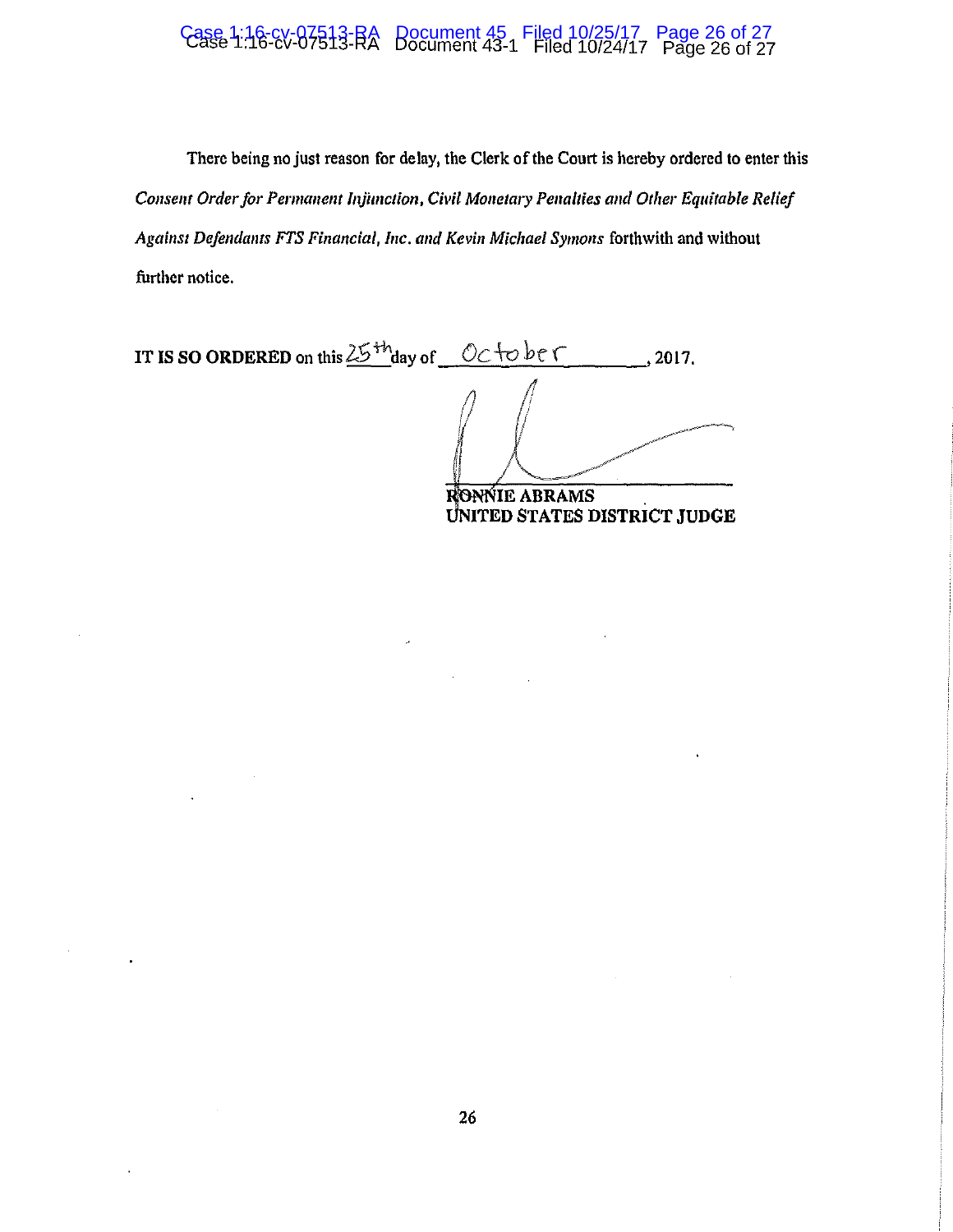There being no just reason for delay, the Clerk of the Court is hereby ordered to enter this *Consent Order for Permanent Injunction, Civil Monetary Penalties and Other Equitable Relief Against Defendants FTS Financial, Inc. and Kevin Michael Symons* forthwith and without further notice.

**IT IS SO ORDERED** on this 25th day of October, 2017.

**RONNIE ABRAMS**
**UNITED STATES DISTRICT JUDGE**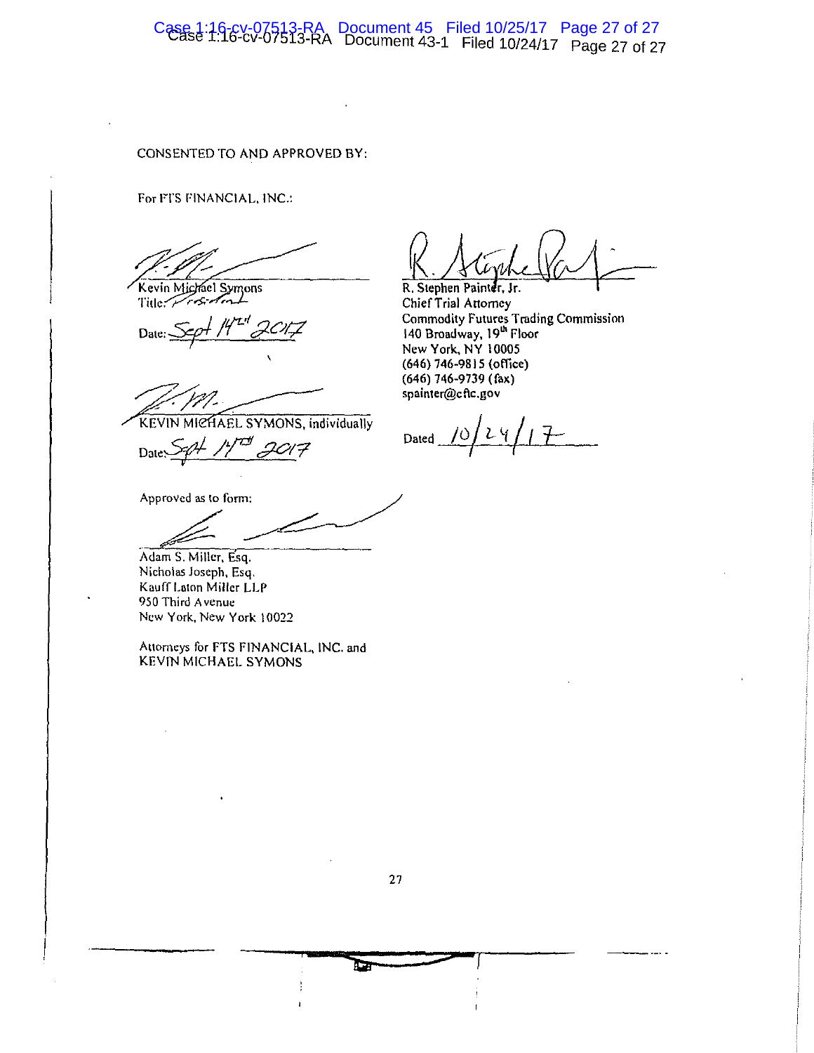CONSENTED TO AND APPROVED BY:

For FTS FINANCIAL, INC.:

Kevin Michael Symons
Title: President

Date: Sept 14th 2017

KEVIN MICHAEL SYMONS, individually

Date: Sept 14th 2017

R. Stephen Painter, Jr.
Chief Trial Attorney
Commodity Futures Trading Commission
140 Broadway, 19th Floor
New York, NY 10005
(646) 746-9815 (office)
(646) 746-9739 (fax)
spainter@cftc.gov

Dated 10/24/17

Approved as to form:

Adam S. Miller, Esq.
Nicholas Joseph, Esq.
Kauff Laton Miller LLP
950 Third Avenue
New York, New York 10022

Attorneys for FTS FINANCIAL, INC. and KEVIN MICHAEL SYMONS